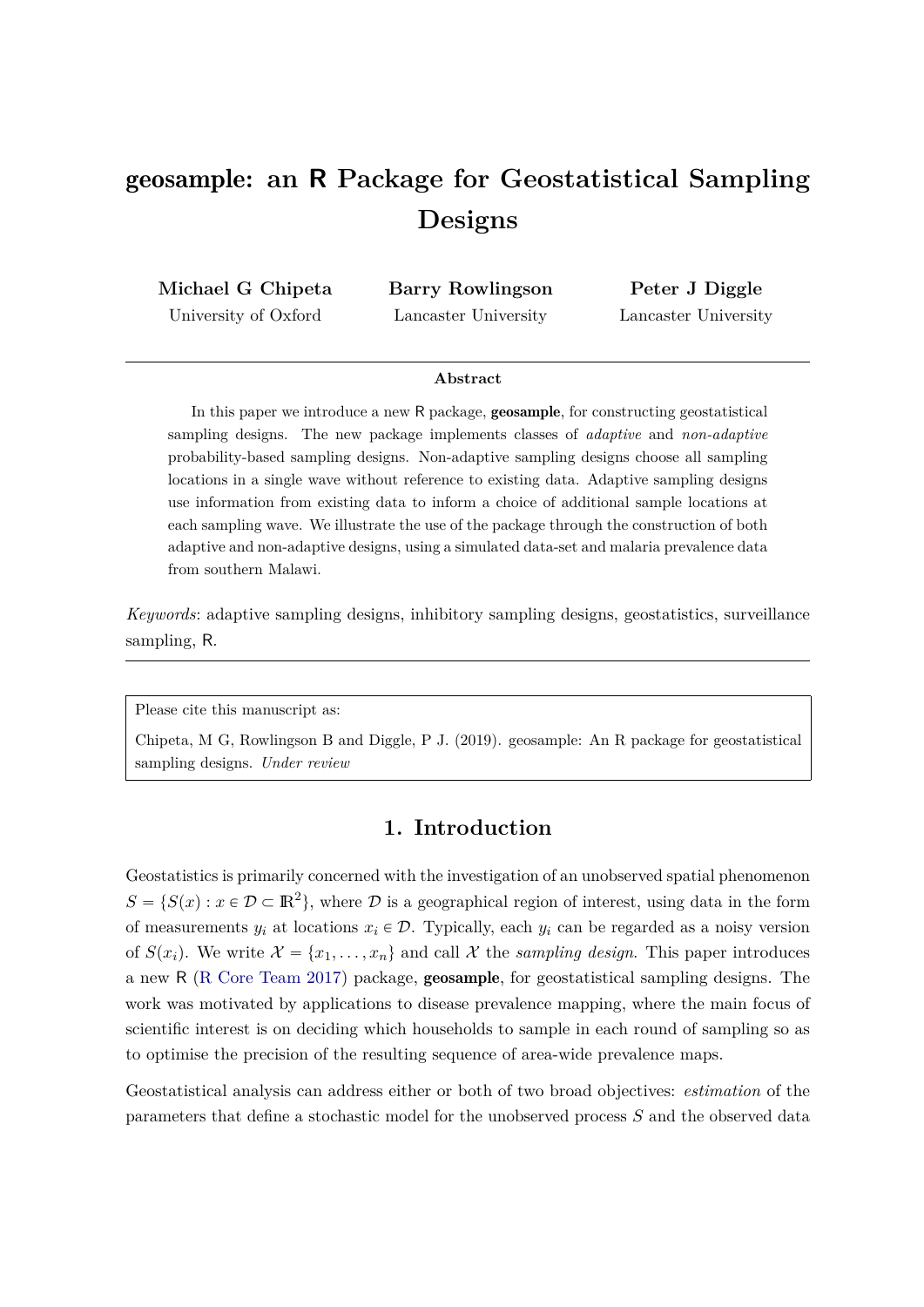# geosample: an R Package for Geostatistical Sampling Designs

**Michael G Chipeta**
University of Oxford

**Barry Rowlingson**
Lancaster University

**Peter J Diggle**
Lancaster University

---

**Abstract**

In this paper we introduce a new R package, **geosample**, for constructing geostatistical sampling designs. The new package implements classes of *adaptive* and *non-adaptive* probability-based sampling designs. Non-adaptive sampling designs choose all sampling locations in a single wave without reference to existing data. Adaptive sampling designs use information from existing data to inform a choice of additional sample locations at each sampling wave. We illustrate the use of the package through the construction of both adaptive and non-adaptive designs, using a simulated data-set and malaria prevalence data from southern Malawi.

*Keywords*: adaptive sampling designs, inhibitory sampling designs, geostatistics, surveillance sampling, R.

---

Please cite this manuscript as:

Chipeta, M G, Rowlingson B and Diggle, P J. (2019). geosample: An R package for geostatistical sampling designs. *Under review*

## 1. Introduction

Geostatistics is primarily concerned with the investigation of an unobserved spatial phenomenon $S = \{S(x) : x \in \mathcal{D} \subset \mathbb{R}^2\}$, where $\mathcal{D}$ is a geographical region of interest, using data in the form of measurements $y_i$ at locations $x_i \in \mathcal{D}$. Typically, each $y_i$ can be regarded as a noisy version of $S(x_i)$. We write $\mathcal{X} = \{x_1, \ldots, x_n\}$ and call $\mathcal{X}$ the *sampling design*. This paper introduces a new R (R Core Team 2017) package, **geosample**, for geostatistical sampling designs. The work was motivated by applications to disease prevalence mapping, where the main focus of scientific interest is on deciding which households to sample in each round of sampling so as to optimise the precision of the resulting sequence of area-wide prevalence maps.

Geostatistical analysis can address either or both of two broad objectives: *estimation* of the parameters that define a stochastic model for the unobserved process $S$ and the observed data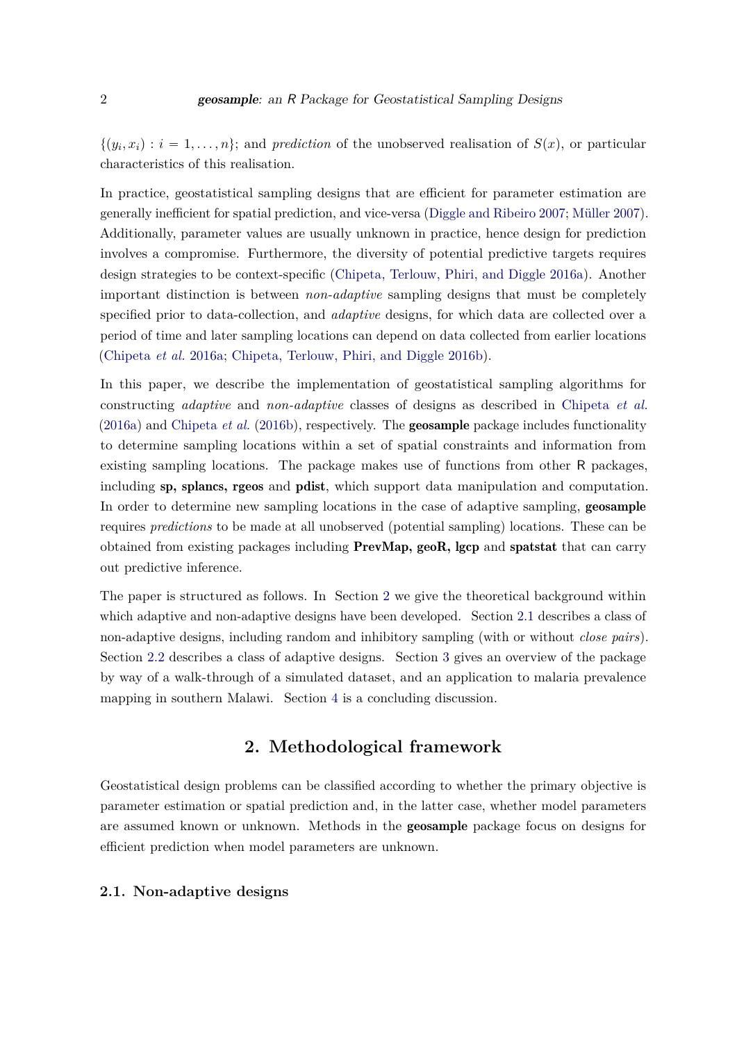$\{(y_i, x_i) : i = 1, \ldots, n\}$; and *prediction* of the unobserved realisation of $S(x)$, or particular characteristics of this realisation.

In practice, geostatistical sampling designs that are efficient for parameter estimation are generally inefficient for spatial prediction, and vice-versa (Diggle and Ribeiro 2007; Müller 2007). Additionally, parameter values are usually unknown in practice, hence design for prediction involves a compromise. Furthermore, the diversity of potential predictive targets requires design strategies to be context-specific (Chipeta, Terlouw, Phiri, and Diggle 2016a). Another important distinction is between *non-adaptive* sampling designs that must be completely specified prior to data-collection, and *adaptive* designs, for which data are collected over a period of time and later sampling locations can depend on data collected from earlier locations (Chipeta *et al.* 2016a; Chipeta, Terlouw, Phiri, and Diggle 2016b).

In this paper, we describe the implementation of geostatistical sampling algorithms for constructing *adaptive* and *non-adaptive* classes of designs as described in Chipeta *et al.* (2016a) and Chipeta *et al.* (2016b), respectively. The **geosample** package includes functionality to determine sampling locations within a set of spatial constraints and information from existing sampling locations. The package makes use of functions from other R packages, including **sp, splancs, rgeos** and **pdist**, which support data manipulation and computation. In order to determine new sampling locations in the case of adaptive sampling, **geosample** requires *predictions* to be made at all unobserved (potential sampling) locations. These can be obtained from existing packages including **PrevMap, geoR, lgcp** and **spatstat** that can carry out predictive inference.

The paper is structured as follows. In Section 2 we give the theoretical background within which adaptive and non-adaptive designs have been developed. Section 2.1 describes a class of non-adaptive designs, including random and inhibitory sampling (with or without *close pairs*). Section 2.2 describes a class of adaptive designs. Section 3 gives an overview of the package by way of a walk-through of a simulated dataset, and an application to malaria prevalence mapping in southern Malawi. Section 4 is a concluding discussion.

## 2. Methodological framework

Geostatistical design problems can be classified according to whether the primary objective is parameter estimation or spatial prediction and, in the latter case, whether model parameters are assumed known or unknown. Methods in the **geosample** package focus on designs for efficient prediction when model parameters are unknown.

### 2.1. Non-adaptive designs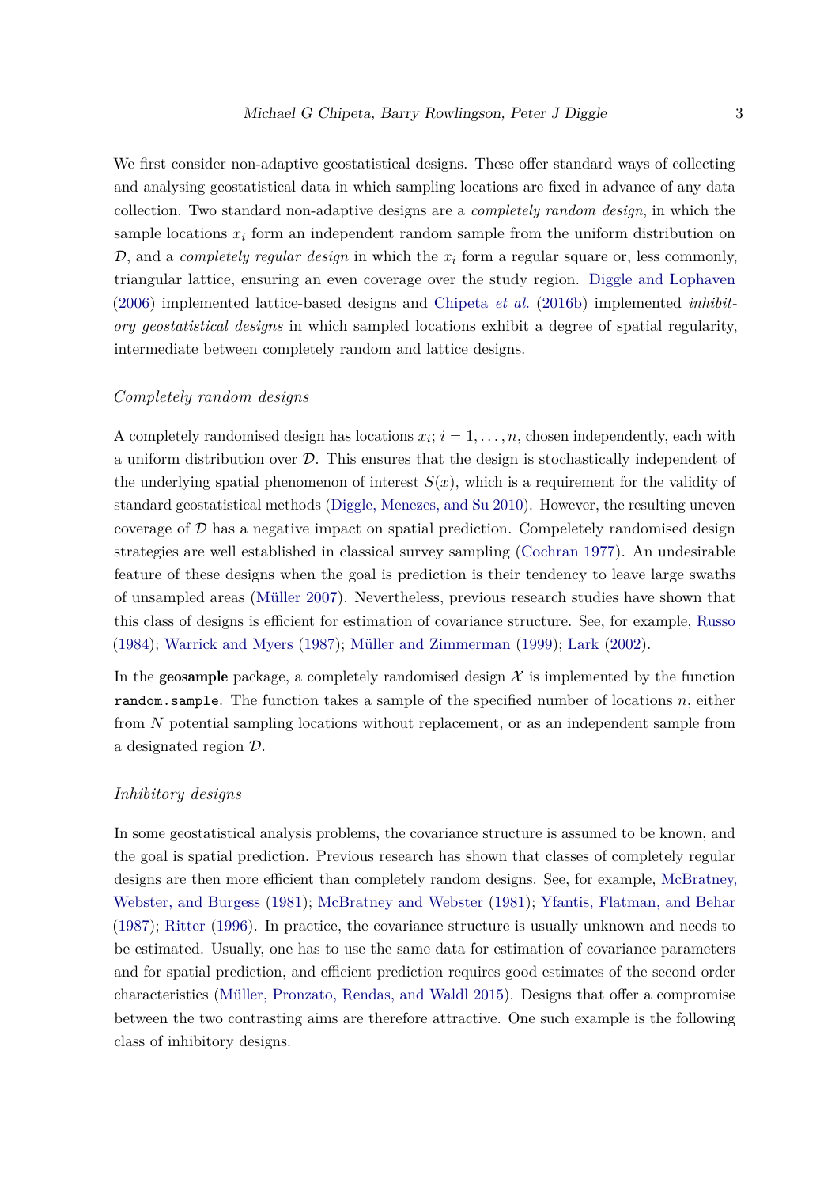We first consider non-adaptive geostatistical designs. These offer standard ways of collecting and analysing geostatistical data in which sampling locations are fixed in advance of any data collection. Two standard non-adaptive designs are a *completely random design*, in which the sample locations $x_i$ form an independent random sample from the uniform distribution on $\mathcal{D}$, and a *completely regular design* in which the $x_i$ form a regular square or, less commonly, triangular lattice, ensuring an even coverage over the study region. Diggle and Lophaven (2006) implemented lattice-based designs and Chipeta *et al.* (2016b) implemented *inhibitory geostatistical designs* in which sampled locations exhibit a degree of spatial regularity, intermediate between completely random and lattice designs.

### *Completely random designs*

A completely randomised design has locations $x_i$; $i = 1, \ldots, n$, chosen independently, each with a uniform distribution over $\mathcal{D}$. This ensures that the design is stochastically independent of the underlying spatial phenomenon of interest $S(x)$, which is a requirement for the validity of standard geostatistical methods (Diggle, Menezes, and Su 2010). However, the resulting uneven coverage of $\mathcal{D}$ has a negative impact on spatial prediction. Compeletely randomised design strategies are well established in classical survey sampling (Cochran 1977). An undesirable feature of these designs when the goal is prediction is their tendency to leave large swaths of unsampled areas (Müller 2007). Nevertheless, previous research studies have shown that this class of designs is efficient for estimation of covariance structure. See, for example, Russo (1984); Warrick and Myers (1987); Müller and Zimmerman (1999); Lark (2002).

In the **geosample** package, a completely randomised design $\mathcal{X}$ is implemented by the function `random.sample`. The function takes a sample of the specified number of locations $n$, either from $N$ potential sampling locations without replacement, or as an independent sample from a designated region $\mathcal{D}$.

### *Inhibitory designs*

In some geostatistical analysis problems, the covariance structure is assumed to be known, and the goal is spatial prediction. Previous research has shown that classes of completely regular designs are then more efficient than completely random designs. See, for example, McBratney, Webster, and Burgess (1981); McBratney and Webster (1981); Yfantis, Flatman, and Behar (1987); Ritter (1996). In practice, the covariance structure is usually unknown and needs to be estimated. Usually, one has to use the same data for estimation of covariance parameters and for spatial prediction, and efficient prediction requires good estimates of the second order characteristics (Müller, Pronzato, Rendas, and Waldl 2015). Designs that offer a compromise between the two contrasting aims are therefore attractive. One such example is the following class of inhibitory designs.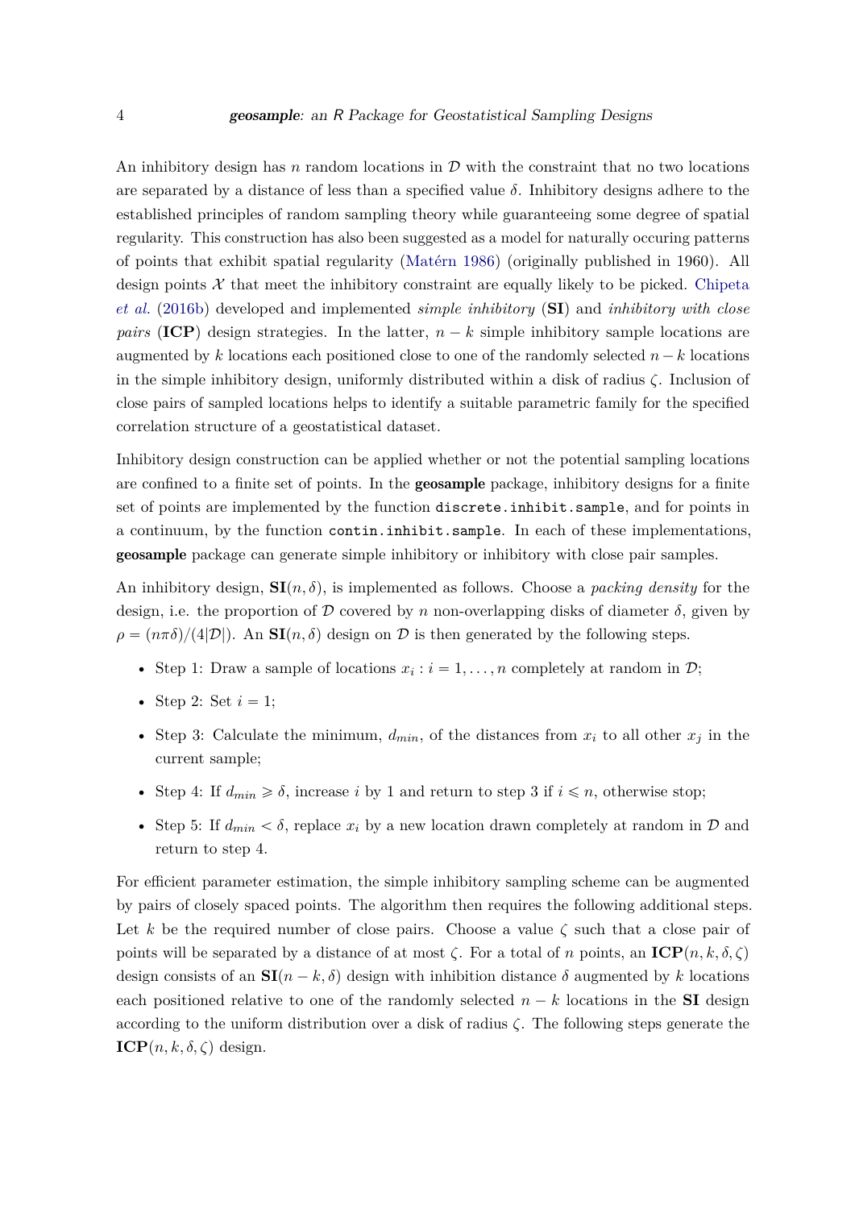An inhibitory design has $n$ random locations in $\mathcal{D}$ with the constraint that no two locations are separated by a distance of less than a specified value $\delta$. Inhibitory designs adhere to the established principles of random sampling theory while guaranteeing some degree of spatial regularity. This construction has also been suggested as a model for naturally occuring patterns of points that exhibit spatial regularity (Matérn 1986) (originally published in 1960). All design points $\mathcal{X}$ that meet the inhibitory constraint are equally likely to be picked. Chipeta *et al.* (2016b) developed and implemented *simple inhibitory* (**SI**) and *inhibitory with close pairs* (**ICP**) design strategies. In the latter, $n - k$ simple inhibitory sample locations are augmented by $k$ locations each positioned close to one of the randomly selected $n - k$ locations in the simple inhibitory design, uniformly distributed within a disk of radius $\zeta$. Inclusion of close pairs of sampled locations helps to identify a suitable parametric family for the specified correlation structure of a geostatistical dataset.

Inhibitory design construction can be applied whether or not the potential sampling locations are confined to a finite set of points. In the **geosample** package, inhibitory designs for a finite set of points are implemented by the function `discrete.inhibit.sample`, and for points in a continuum, by the function `contin.inhibit.sample`. In each of these implementations, **geosample** package can generate simple inhibitory or inhibitory with close pair samples.

An inhibitory design, $\mathbf{SI}(n, \delta)$, is implemented as follows. Choose a *packing density* for the design, i.e. the proportion of $\mathcal{D}$ covered by $n$ non-overlapping disks of diameter $\delta$, given by $\rho = (n\pi\delta)/(4|\mathcal{D}|)$. An $\mathbf{SI}(n, \delta)$ design on $\mathcal{D}$ is then generated by the following steps.

- Step 1: Draw a sample of locations $x_i : i = 1, \ldots, n$ completely at random in $\mathcal{D}$;
- Step 2: Set $i = 1$;
- Step 3: Calculate the minimum, $d_{min}$, of the distances from $x_i$ to all other $x_j$ in the current sample;
- Step 4: If $d_{min} \geqslant \delta$, increase $i$ by 1 and return to step 3 if $i \leqslant n$, otherwise stop;
- Step 5: If $d_{min} < \delta$, replace $x_i$ by a new location drawn completely at random in $\mathcal{D}$ and return to step 4.

For efficient parameter estimation, the simple inhibitory sampling scheme can be augmented by pairs of closely spaced points. The algorithm then requires the following additional steps. Let $k$ be the required number of close pairs. Choose a value $\zeta$ such that a close pair of points will be separated by a distance of at most $\zeta$. For a total of $n$ points, an $\mathbf{ICP}(n, k, \delta, \zeta)$ design consists of an $\mathbf{SI}(n - k, \delta)$ design with inhibition distance $\delta$ augmented by $k$ locations each positioned relative to one of the randomly selected $n - k$ locations in the **SI** design according to the uniform distribution over a disk of radius $\zeta$. The following steps generate the $\mathbf{ICP}(n, k, \delta, \zeta)$ design.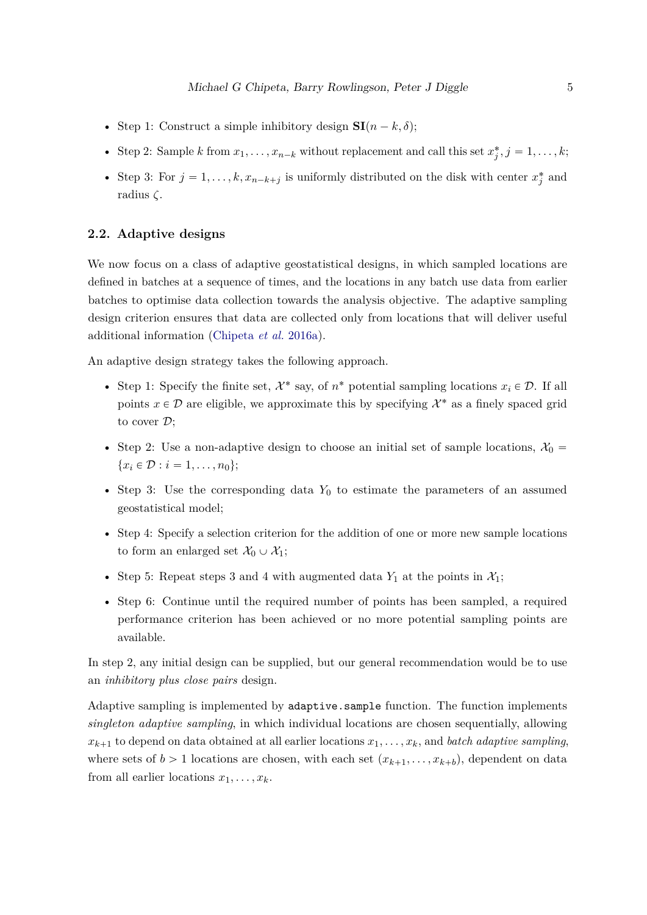- Step 1: Construct a simple inhibitory design $\mathbf{SI}(n-k, \delta)$;
- Step 2: Sample $k$ from $x_1, \ldots, x_{n-k}$ without replacement and call this set $x_j^*, j = 1, \ldots, k$;
- Step 3: For $j = 1, \ldots, k, x_{n-k+j}$ is uniformly distributed on the disk with center $x_j^*$ and radius $\zeta$.

### 2.2. Adaptive designs

We now focus on a class of adaptive geostatistical designs, in which sampled locations are defined in batches at a sequence of times, and the locations in any batch use data from earlier batches to optimise data collection towards the analysis objective. The adaptive sampling design criterion ensures that data are collected only from locations that will deliver useful additional information (Chipeta *et al.* 2016a).

An adaptive design strategy takes the following approach.

- Step 1: Specify the finite set, $\mathcal{X}^*$ say, of $n^*$ potential sampling locations $x_i \in \mathcal{D}$. If all points $x \in \mathcal{D}$ are eligible, we approximate this by specifying $\mathcal{X}^*$ as a finely spaced grid to cover $\mathcal{D}$;
- Step 2: Use a non-adaptive design to choose an initial set of sample locations, $\mathcal{X}_0 = \{x_i \in \mathcal{D} : i = 1, \ldots, n_0\}$;
- Step 3: Use the corresponding data $Y_0$ to estimate the parameters of an assumed geostatistical model;
- Step 4: Specify a selection criterion for the addition of one or more new sample locations to form an enlarged set $\mathcal{X}_0 \cup \mathcal{X}_1$;
- Step 5: Repeat steps 3 and 4 with augmented data $Y_1$ at the points in $\mathcal{X}_1$;
- Step 6: Continue until the required number of points has been sampled, a required performance criterion has been achieved or no more potential sampling points are available.

In step 2, any initial design can be supplied, but our general recommendation would be to use an *inhibitory plus close pairs* design.

Adaptive sampling is implemented by `adaptive.sample` function. The function implements *singleton adaptive sampling*, in which individual locations are chosen sequentially, allowing $x_{k+1}$ to depend on data obtained at all earlier locations $x_1, \ldots, x_k$, and *batch adaptive sampling*, where sets of $b > 1$ locations are chosen, with each set $(x_{k+1}, \ldots, x_{k+b})$, dependent on data from all earlier locations $x_1, \ldots, x_k$.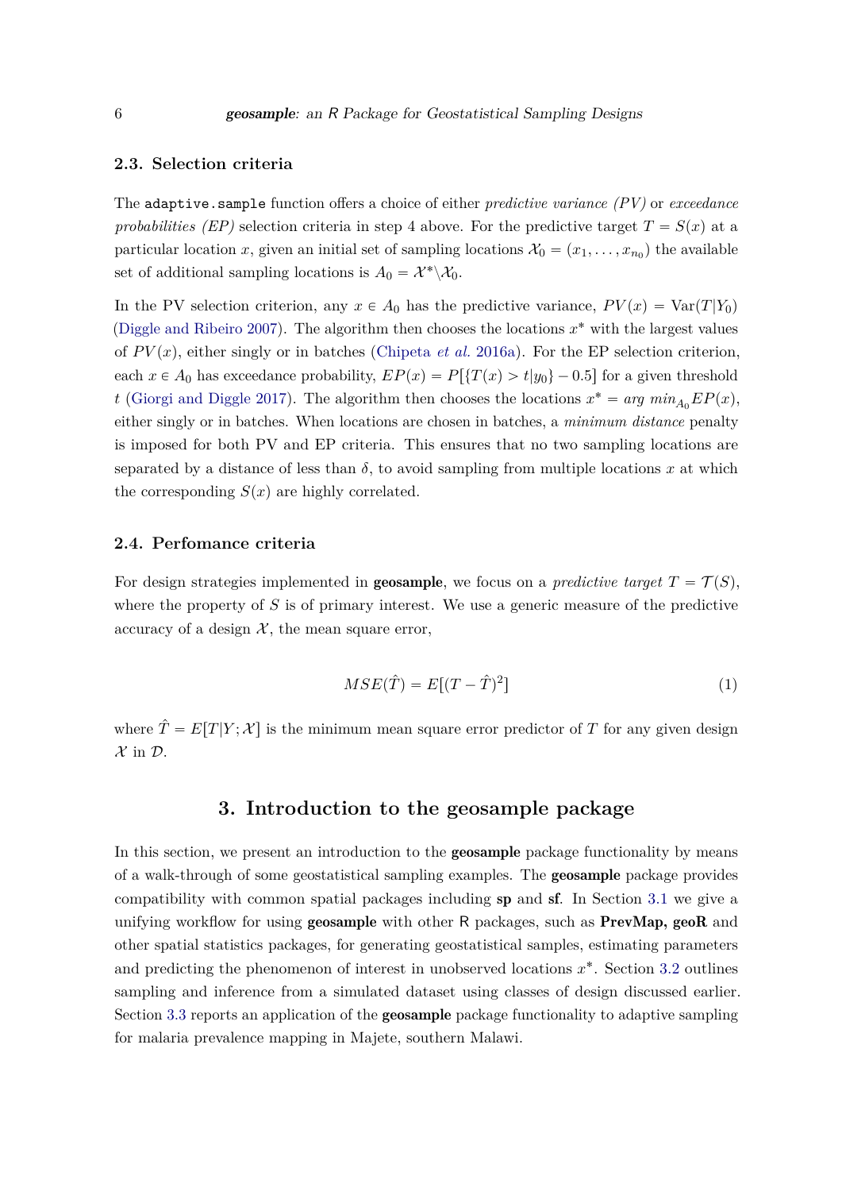### 2.3. Selection criteria

The `adaptive.sample` function offers a choice of either *predictive variance (PV)* or *exceedance probabilities (EP)* selection criteria in step 4 above. For the predictive target $T = S(x)$ at a particular location $x$, given an initial set of sampling locations $\mathcal{X}_0 = (x_1, \ldots, x_{n_0})$ the available set of additional sampling locations is $A_0 = \mathcal{X}^* \backslash \mathcal{X}_0$.

In the PV selection criterion, any $x \in A_0$ has the predictive variance, $PV(x) = \text{Var}(T|Y_0)$ (Diggle and Ribeiro 2007). The algorithm then chooses the locations $x^*$ with the largest values of $PV(x)$, either singly or in batches (Chipeta *et al.* 2016a). For the EP selection criterion, each $x \in A_0$ has exceedance probability, $EP(x) = P[\{T(x) > t|y_0\} - 0.5]$ for a given threshold $t$ (Giorgi and Diggle 2017). The algorithm then chooses the locations $x^* = arg\ min_{A_0} EP(x)$, either singly or in batches. When locations are chosen in batches, a *minimum distance* penalty is imposed for both PV and EP criteria. This ensures that no two sampling locations are separated by a distance of less than $\delta$, to avoid sampling from multiple locations $x$ at which the corresponding $S(x)$ are highly correlated.

### 2.4. Perfomance criteria

For design strategies implemented in **geosample**, we focus on a *predictive target* $T = \mathcal{T}(S)$, where the property of $S$ is of primary interest. We use a generic measure of the predictive accuracy of a design $\mathcal{X}$, the mean square error,

$$MSE(\hat{T}) = E[(T - \hat{T})^2] \tag{1}$$

where $\hat{T} = E[T|Y; \mathcal{X}]$ is the minimum mean square error predictor of $T$ for any given design $\mathcal{X}$ in $\mathcal{D}$.

## 3. Introduction to the geosample package

In this section, we present an introduction to the **geosample** package functionality by means of a walk-through of some geostatistical sampling examples. The **geosample** package provides compatibility with common spatial packages including **sp** and **sf**. In Section 3.1 we give a unifying workflow for using **geosample** with other R packages, such as **PrevMap, geoR** and other spatial statistics packages, for generating geostatistical samples, estimating parameters and predicting the phenomenon of interest in unobserved locations $x^*$. Section 3.2 outlines sampling and inference from a simulated dataset using classes of design discussed earlier. Section 3.3 reports an application of the **geosample** package functionality to adaptive sampling for malaria prevalence mapping in Majete, southern Malawi.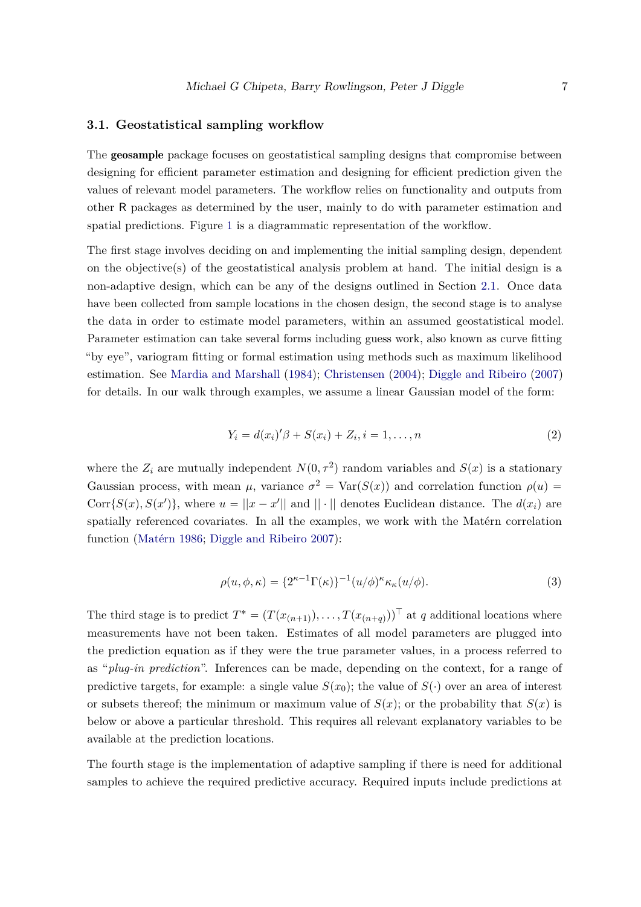### 3.1. Geostatistical sampling workflow

The **geosample** package focuses on geostatistical sampling designs that compromise between designing for efficient parameter estimation and designing for efficient prediction given the values of relevant model parameters. The workflow relies on functionality and outputs from other R packages as determined by the user, mainly to do with parameter estimation and spatial predictions. Figure 1 is a diagrammatic representation of the workflow.

The first stage involves deciding on and implementing the initial sampling design, dependent on the objective(s) of the geostatistical analysis problem at hand. The initial design is a non-adaptive design, which can be any of the designs outlined in Section 2.1. Once data have been collected from sample locations in the chosen design, the second stage is to analyse the data in order to estimate model parameters, within an assumed geostatistical model. Parameter estimation can take several forms including guess work, also known as curve fitting "by eye", variogram fitting or formal estimation using methods such as maximum likelihood estimation. See Mardia and Marshall (1984); Christensen (2004); Diggle and Ribeiro (2007) for details. In our walk through examples, we assume a linear Gaussian model of the form:

$$Y_i = d(x_i)'\beta + S(x_i) + Z_i, i = 1, \ldots, n \tag{2}$$

where the $Z_i$ are mutually independent $N(0, \tau^2)$ random variables and $S(x)$ is a stationary Gaussian process, with mean $\mu$, variance $\sigma^2 = \text{Var}(S(x))$ and correlation function $\rho(u) = \text{Corr}\{S(x), S(x')\}$, where $u = ||x - x'||$ and $|| \cdot ||$ denotes Euclidean distance. The $d(x_i)$ are spatially referenced covariates. In all the examples, we work with the Matérn correlation function (Matérn 1986; Diggle and Ribeiro 2007):

$$\rho(u, \phi, \kappa) = \{2^{\kappa-1}\Gamma(\kappa)\}^{-1}(u/\phi)^{\kappa}\kappa_{\kappa}(u/\phi). \tag{3}$$

The third stage is to predict $T^* = (T(x_{(n+1)}), \ldots, T(x_{(n+q)}))^\top$ at $q$ additional locations where measurements have not been taken. Estimates of all model parameters are plugged into the prediction equation as if they were the true parameter values, in a process referred to as "*plug-in prediction*". Inferences can be made, depending on the context, for a range of predictive targets, for example: a single value $S(x_0)$; the value of $S(\cdot)$ over an area of interest or subsets thereof; the minimum or maximum value of $S(x)$; or the probability that $S(x)$ is below or above a particular threshold. This requires all relevant explanatory variables to be available at the prediction locations.

The fourth stage is the implementation of adaptive sampling if there is need for additional samples to achieve the required predictive accuracy. Required inputs include predictions at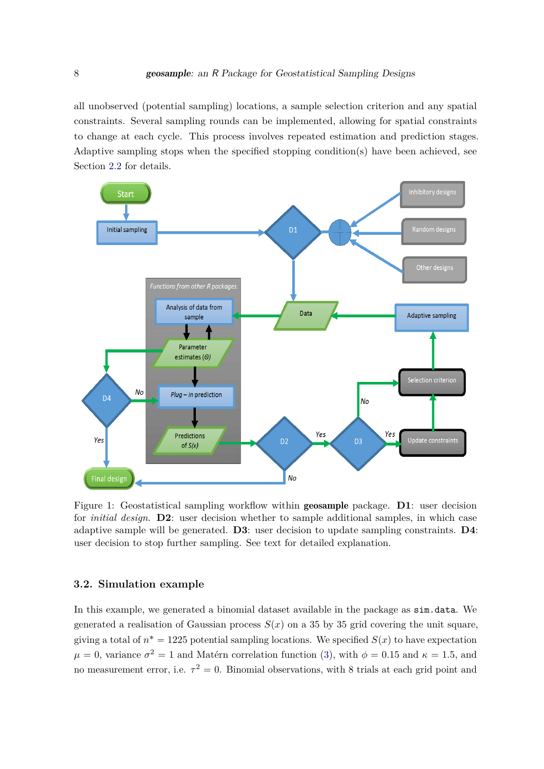all unobserved (potential sampling) locations, a sample selection criterion and any spatial constraints. Several sampling rounds can be implemented, allowing for spatial constraints to change at each cycle. This process involves repeated estimation and prediction stages. Adaptive sampling stops when the specified stopping condition(s) have been achieved, see Section 2.2 for details.

Figure 1: Geostatistical sampling workflow within **geosample** package. **D1**: user decision for *initial design*. **D2**: user decision whether to sample additional samples, in which case adaptive sample will be generated. **D3**: user decision to update sampling constraints. **D4**: user decision to stop further sampling. See text for detailed explanation.

### 3.2. Simulation example

In this example, we generated a binomial dataset available in the package as `sim.data`. We generated a realisation of Gaussian process $S(x)$ on a 35 by 35 grid covering the unit square, giving a total of $n^* = 1225$ potential sampling locations. We specified $S(x)$ to have expectation $\mu = 0$, variance $\sigma^2 = 1$ and Matérn correlation function (3), with $\phi = 0.15$ and $\kappa = 1.5$, and no measurement error, i.e. $\tau^2 = 0$. Binomial observations, with 8 trials at each grid point and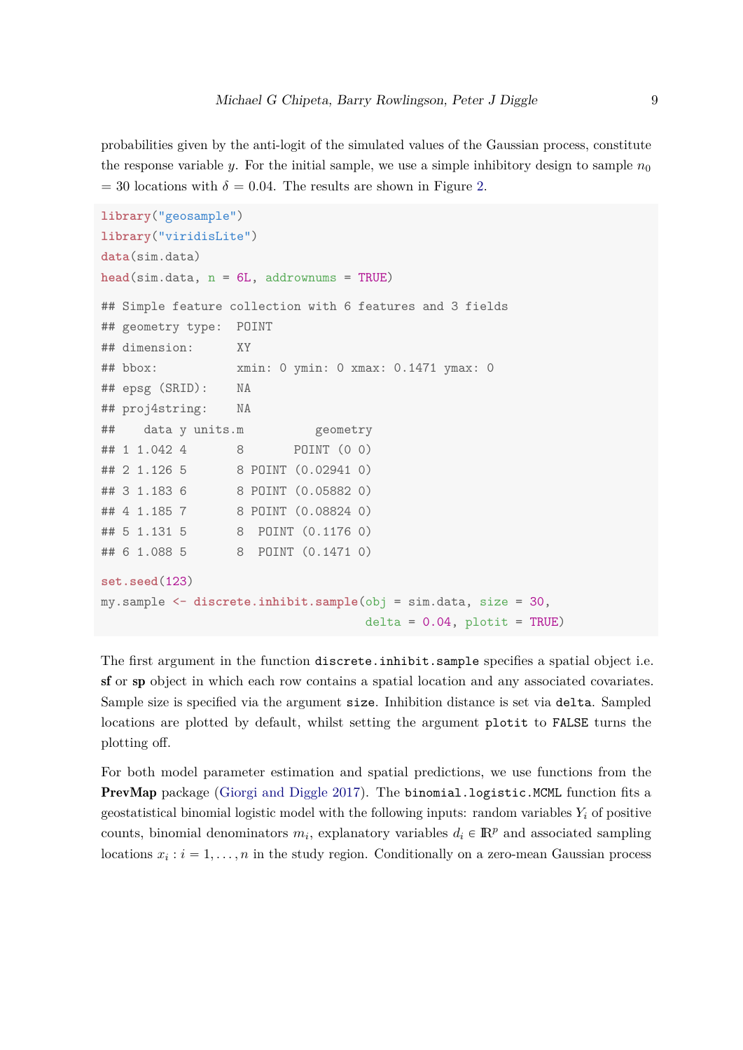probabilities given by the anti-logit of the simulated values of the Gaussian process, constitute the response variable $y$. For the initial sample, we use a simple inhibitory design to sample $n_0 = 30$ locations with $\delta = 0.04$. The results are shown in Figure 2.

```
library("geosample")
library("viridisLite")
data(sim.data)
head(sim.data, n = 6L, addrownums = TRUE)
```

```
## Simple feature collection with 6 features and 3 fields
## geometry type:  POINT
## dimension:      XY
## bbox:           xmin: 0 ymin: 0 xmax: 0.1471 ymax: 0
## epsg (SRID):    NA
## proj4string:    NA
##    data y units.m          geometry
## 1 1.042 4       8       POINT (0 0)
## 2 1.126 5       8 POINT (0.02941 0)
## 3 1.183 6       8 POINT (0.05882 0)
## 4 1.185 7       8 POINT (0.08824 0)
## 5 1.131 5       8  POINT (0.1176 0)
## 6 1.088 5       8  POINT (0.1471 0)
```

```
set.seed(123)
my.sample <- discrete.inhibit.sample(obj = sim.data, size = 30,
                                     delta = 0.04, plotit = TRUE)
```

The first argument in the function `discrete.inhibit.sample` specifies a spatial object i.e. **sf** or **sp** object in which each row contains a spatial location and any associated covariates. Sample size is specified via the argument `size`. Inhibition distance is set via `delta`. Sampled locations are plotted by default, whilst setting the argument `plotit` to `FALSE` turns the plotting off.

For both model parameter estimation and spatial predictions, we use functions from the **PrevMap** package (Giorgi and Diggle 2017). The `binomial.logistic.MCML` function fits a geostatistical binomial logistic model with the following inputs: random variables $Y_i$ of positive counts, binomial denominators $m_i$, explanatory variables $d_i \in \mathbb{R}^p$ and associated sampling locations $x_i : i = 1, \ldots, n$ in the study region. Conditionally on a zero-mean Gaussian process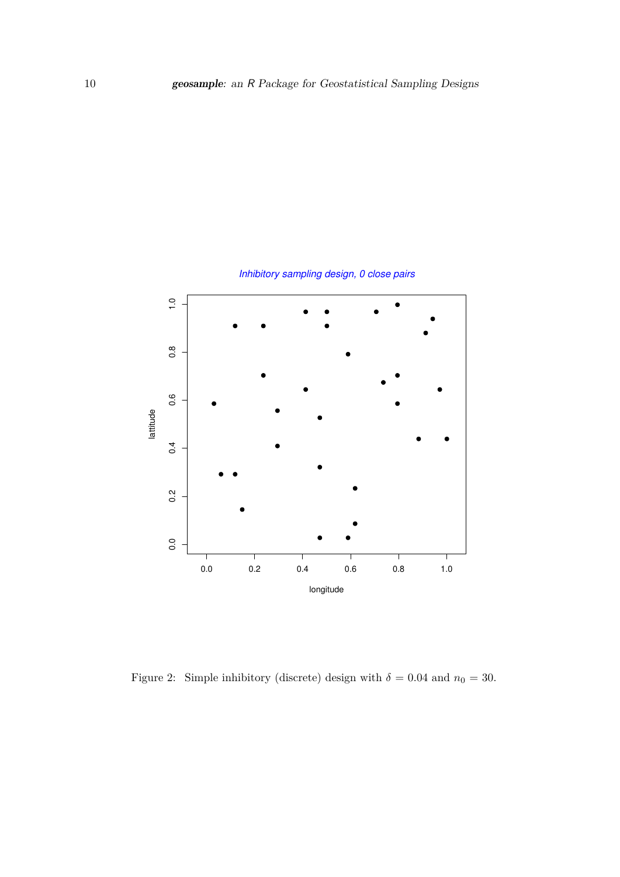Figure 2: Simple inhibitory (discrete) design with $\delta = 0.04$ and $n_0 = 30$.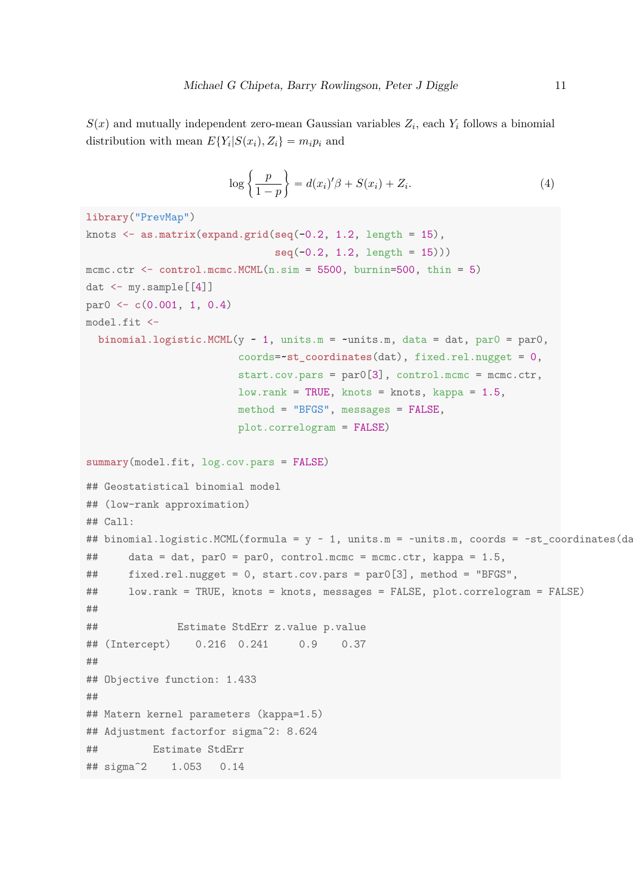$S(x)$ and mutually independent zero-mean Gaussian variables $Z_i$, each $Y_i$ follows a binomial distribution with mean $E\{Y_i|S(x_i), Z_i\} = m_i p_i$ and

$$\log\left\{\frac{p}{1-p}\right\} = d(x_i)'\beta + S(x_i) + Z_i. \tag{4}$$

```
library("PrevMap")
knots <- as.matrix(expand.grid(seq(-0.2, 1.2, length = 15),
                               seq(-0.2, 1.2, length = 15)))
mcmc.ctr <- control.mcmc.MCML(n.sim = 5500, burnin=500, thin = 5)
dat <- my.sample[[4]]
par0 <- c(0.001, 1, 0.4)
model.fit <-
  binomial.logistic.MCML(y ~ 1, units.m = ~units.m, data = dat, par0 = par0,
                         coords=~st_coordinates(dat), fixed.rel.nugget = 0,
                         start.cov.pars = par0[3], control.mcmc = mcmc.ctr,
                         low.rank = TRUE, knots = knots, kappa = 1.5,
                         method = "BFGS", messages = FALSE,
                         plot.correlogram = FALSE)

summary(model.fit, log.cov.pars = FALSE)

## Geostatistical binomial model
## (low-rank approximation)
## Call:
## binomial.logistic.MCML(formula = y ~ 1, units.m = ~units.m, coords = ~st_coordinates(da
##     data = dat, par0 = par0, control.mcmc = mcmc.ctr, kappa = 1.5,
##     fixed.rel.nugget = 0, start.cov.pars = par0[3], method = "BFGS",
##     low.rank = TRUE, knots = knots, messages = FALSE, plot.correlogram = FALSE)
##
##             Estimate StdErr z.value p.value
## (Intercept)    0.216  0.241     0.9    0.37
##
## Objective function: 1.433
##
## Matern kernel parameters (kappa=1.5)
## Adjustment factorfor sigma^2: 8.624
##         Estimate StdErr
## sigma^2    1.053   0.14
```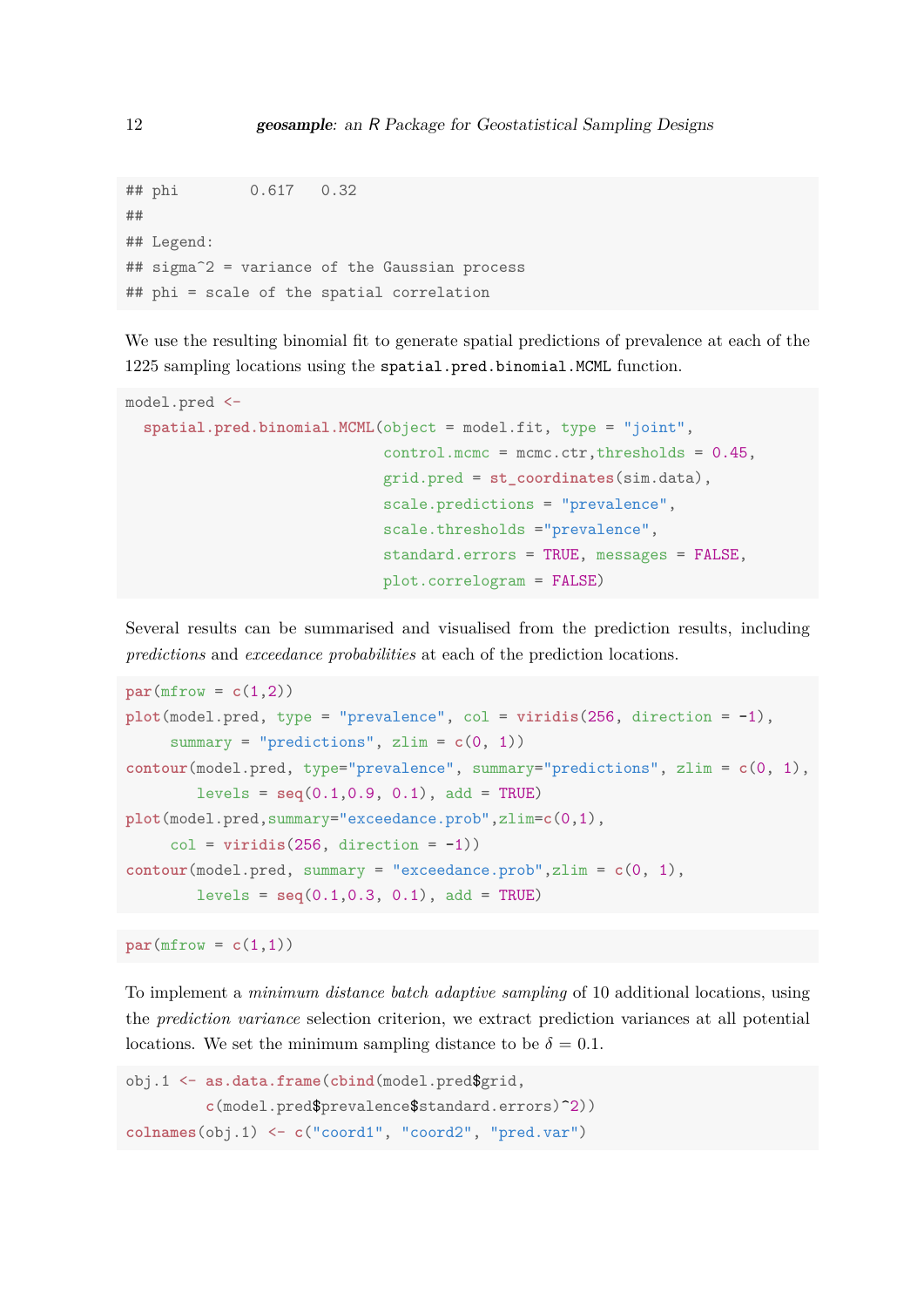```
## phi        0.617   0.32
##
## Legend:
## sigma^2 = variance of the Gaussian process
## phi = scale of the spatial correlation
```

We use the resulting binomial fit to generate spatial predictions of prevalence at each of the 1225 sampling locations using the `spatial.pred.binomial.MCML` function.

```
model.pred <-
  spatial.pred.binomial.MCML(object = model.fit, type = "joint",
                             control.mcmc = mcmc.ctr,thresholds = 0.45,
                             grid.pred = st_coordinates(sim.data),
                             scale.predictions = "prevalence",
                             scale.thresholds ="prevalence",
                             standard.errors = TRUE, messages = FALSE,
                             plot.correlogram = FALSE)
```

Several results can be summarised and visualised from the prediction results, including *predictions* and *exceedance probabilities* at each of the prediction locations.

```
par(mfrow = c(1,2))
plot(model.pred, type = "prevalence", col = viridis(256, direction = -1),
     summary = "predictions", zlim = c(0, 1))
contour(model.pred, type="prevalence", summary="predictions", zlim = c(0, 1),
        levels = seq(0.1,0.9, 0.1), add = TRUE)
plot(model.pred,summary="exceedance.prob",zlim=c(0,1),
     col = viridis(256, direction = -1))
contour(model.pred, summary = "exceedance.prob",zlim = c(0, 1),
        levels = seq(0.1,0.3, 0.1), add = TRUE)
```

```
par(mfrow = c(1,1))
```

To implement a *minimum distance batch adaptive sampling* of 10 additional locations, using the *prediction variance* selection criterion, we extract prediction variances at all potential locations. We set the minimum sampling distance to be $\delta = 0.1$.

```
obj.1 <- as.data.frame(cbind(model.pred$grid,
         c(model.pred$prevalence$standard.errors)^2))
colnames(obj.1) <- c("coord1", "coord2", "pred.var")
```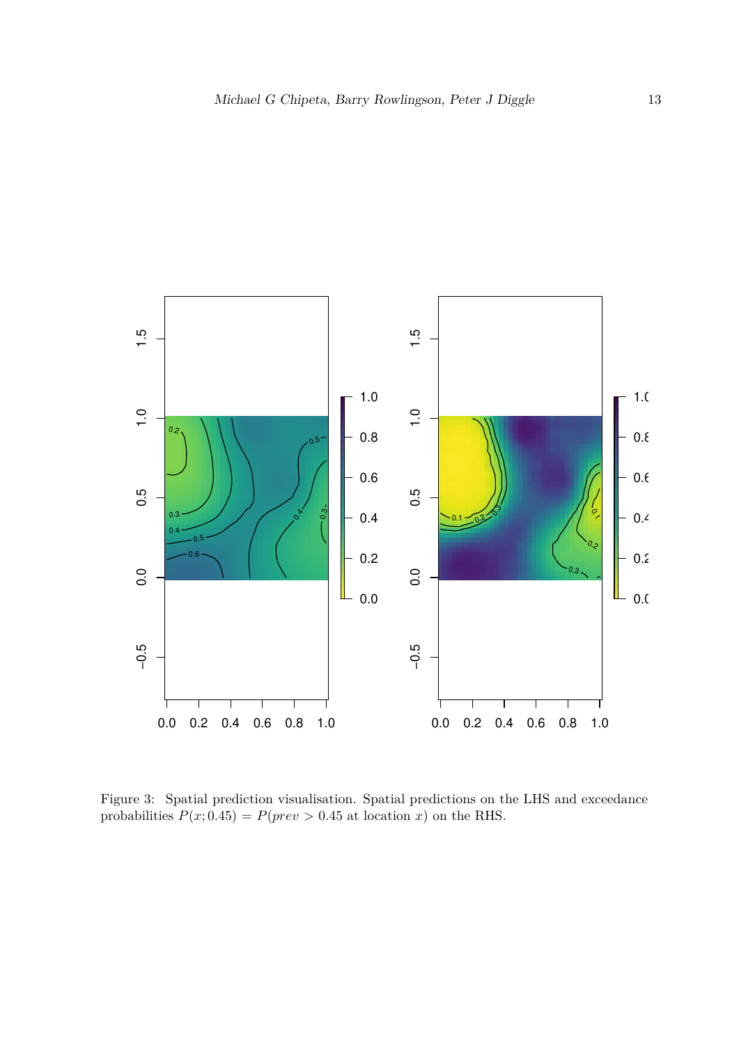Figure 3: Spatial prediction visualisation. Spatial predictions on the LHS and exceedance probabilities $P(x; 0.45) = P(prev > 0.45$ at location $x)$ on the RHS.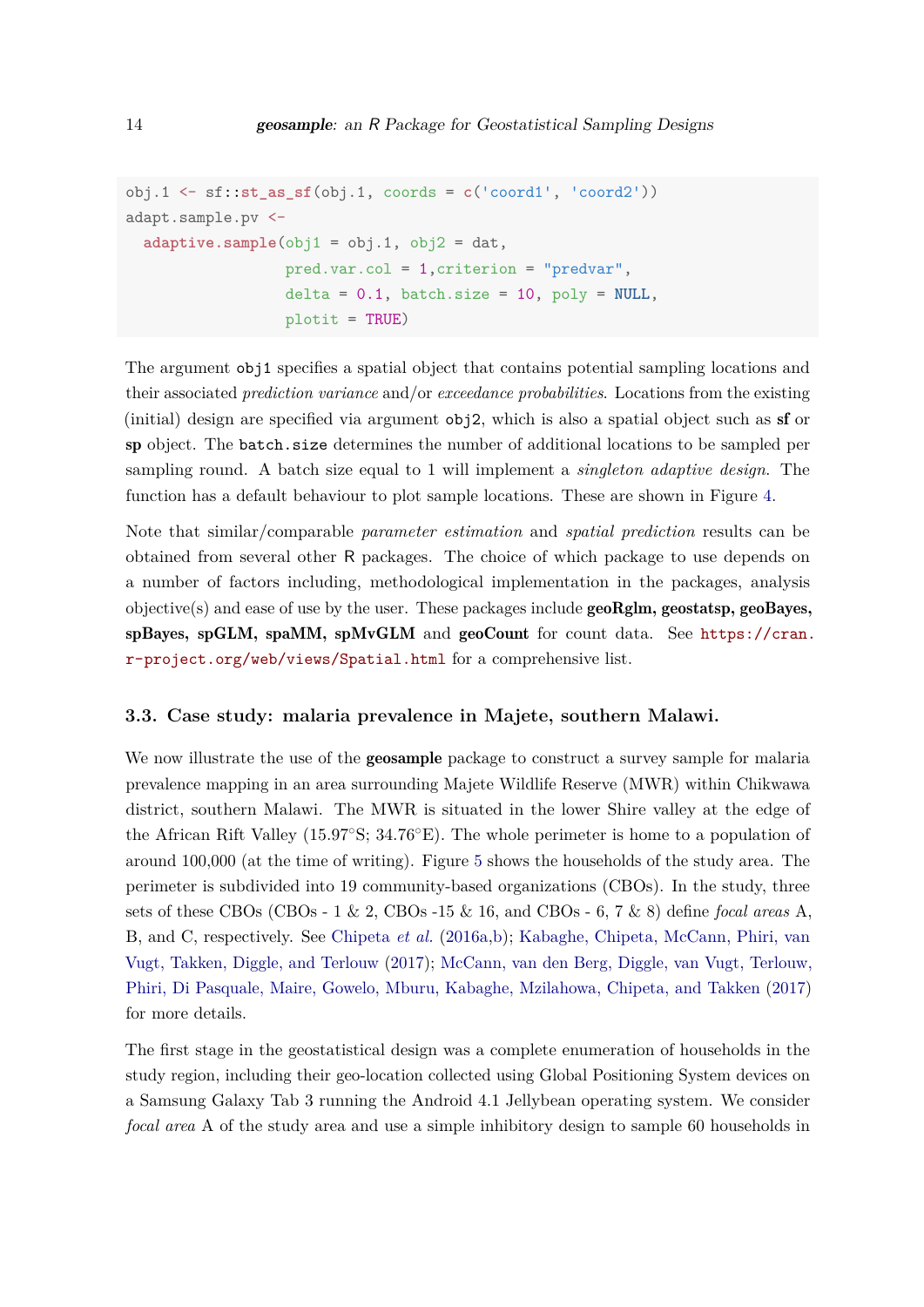```
obj.1 <- sf::st_as_sf(obj.1, coords = c('coord1', 'coord2'))
adapt.sample.pv <-
  adaptive.sample(obj1 = obj.1, obj2 = dat,
                  pred.var.col = 1,criterion = "predvar",
                  delta = 0.1, batch.size = 10, poly = NULL,
                  plotit = TRUE)
```

The argument `obj1` specifies a spatial object that contains potential sampling locations and their associated *prediction variance* and/or *exceedance probabilities*. Locations from the existing (initial) design are specified via argument `obj2`, which is also a spatial object such as **sf** or **sp** object. The `batch.size` determines the number of additional locations to be sampled per sampling round. A batch size equal to 1 will implement a *singleton adaptive design*. The function has a default behaviour to plot sample locations. These are shown in Figure 4.

Note that similar/comparable *parameter estimation* and *spatial prediction* results can be obtained from several other R packages. The choice of which package to use depends on a number of factors including, methodological implementation in the packages, analysis objective(s) and ease of use by the user. These packages include **geoRglm, geostatsp, geoBayes, spBayes, spGLM, spaMM, spMvGLM** and **geoCount** for count data. See `https://cran.r-project.org/web/views/Spatial.html` for a comprehensive list.

### 3.3. Case study: malaria prevalence in Majete, southern Malawi.

We now illustrate the use of the **geosample** package to construct a survey sample for malaria prevalence mapping in an area surrounding Majete Wildlife Reserve (MWR) within Chikwawa district, southern Malawi. The MWR is situated in the lower Shire valley at the edge of the African Rift Valley (15.97°S; 34.76°E). The whole perimeter is home to a population of around 100,000 (at the time of writing). Figure 5 shows the households of the study area. The perimeter is subdivided into 19 community-based organizations (CBOs). In the study, three sets of these CBOs (CBOs - 1 & 2, CBOs -15 & 16, and CBOs - 6, 7 & 8) define *focal areas* A, B, and C, respectively. See Chipeta *et al.* (2016a,b); Kabaghe, Chipeta, McCann, Phiri, van Vugt, Takken, Diggle, and Terlouw (2017); McCann, van den Berg, Diggle, van Vugt, Terlouw, Phiri, Di Pasquale, Maire, Gowelo, Mburu, Kabaghe, Mzilahowa, Chipeta, and Takken (2017) for more details.

The first stage in the geostatistical design was a complete enumeration of households in the study region, including their geo-location collected using Global Positioning System devices on a Samsung Galaxy Tab 3 running the Android 4.1 Jellybean operating system. We consider *focal area* A of the study area and use a simple inhibitory design to sample 60 households in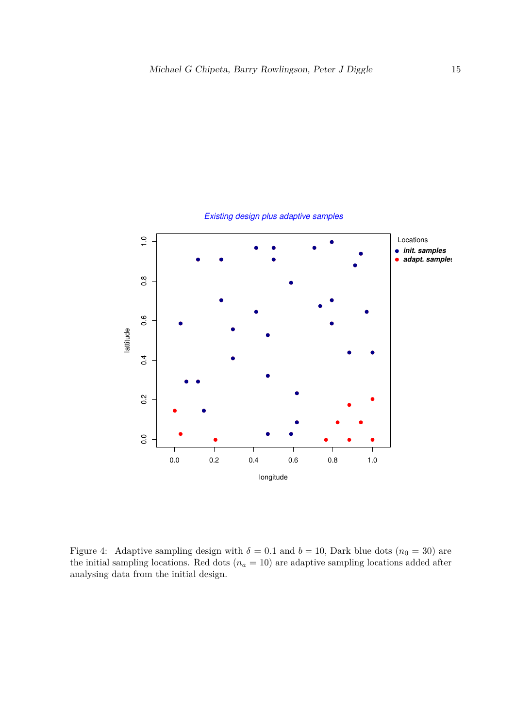Figure 4: Adaptive sampling design with $\delta = 0.1$ and $b = 10$, Dark blue dots ($n_0 = 30$) are the initial sampling locations. Red dots ($n_a = 10$) are adaptive sampling locations added after analysing data from the initial design.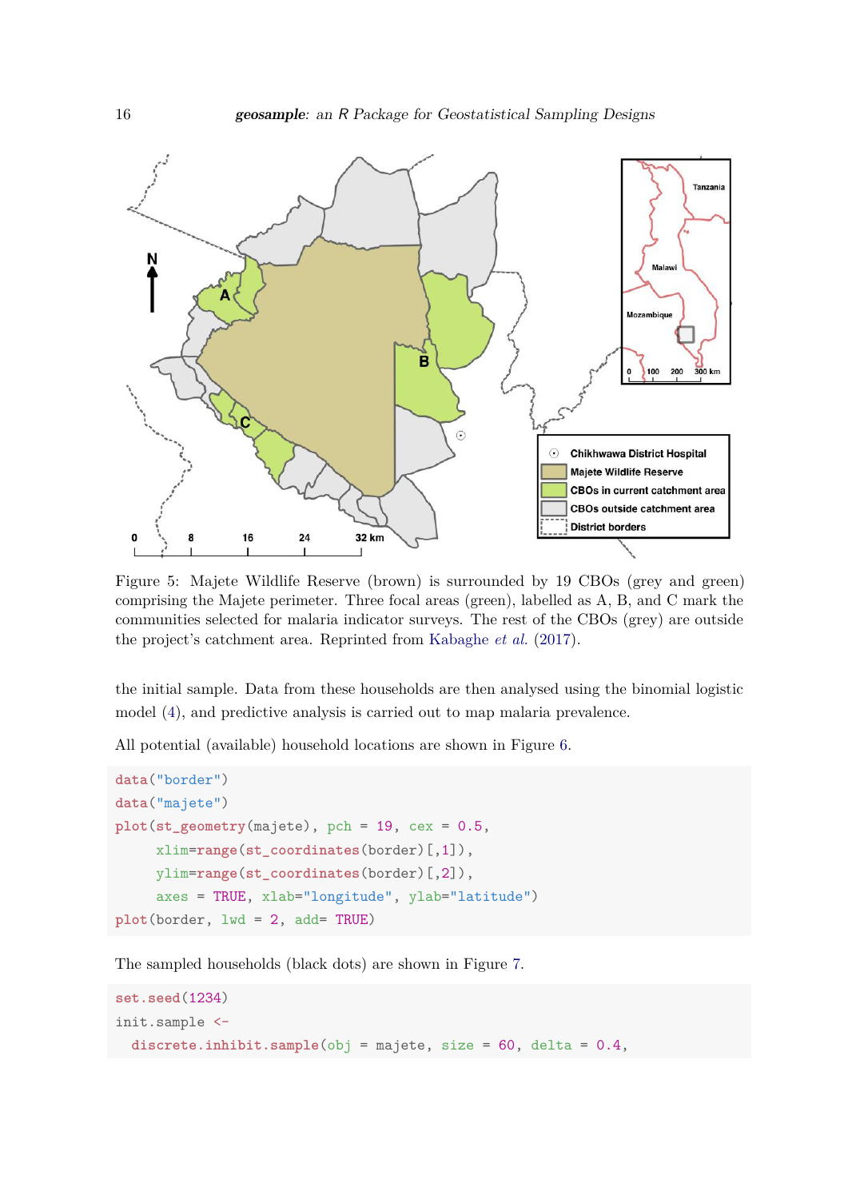Figure 5: Majete Wildlife Reserve (brown) is surrounded by 19 CBOs (grey and green) comprising the Majete perimeter. Three focal areas (green), labelled as A, B, and C mark the communities selected for malaria indicator surveys. The rest of the CBOs (grey) are outside the project's catchment area. Reprinted from Kabaghe *et al.* (2017).

the initial sample. Data from these households are then analysed using the binomial logistic model (4), and predictive analysis is carried out to map malaria prevalence.

All potential (available) household locations are shown in Figure 6.

```
data("border")
data("majete")
plot(st_geometry(majete), pch = 19, cex = 0.5,
     xlim=range(st_coordinates(border)[,1]),
     ylim=range(st_coordinates(border)[,2]),
     axes = TRUE, xlab="longitude", ylab="latitude")
plot(border, lwd = 2, add= TRUE)
```

The sampled households (black dots) are shown in Figure 7.

```
set.seed(1234)
init.sample <-
  discrete.inhibit.sample(obj = majete, size = 60, delta = 0.4,
```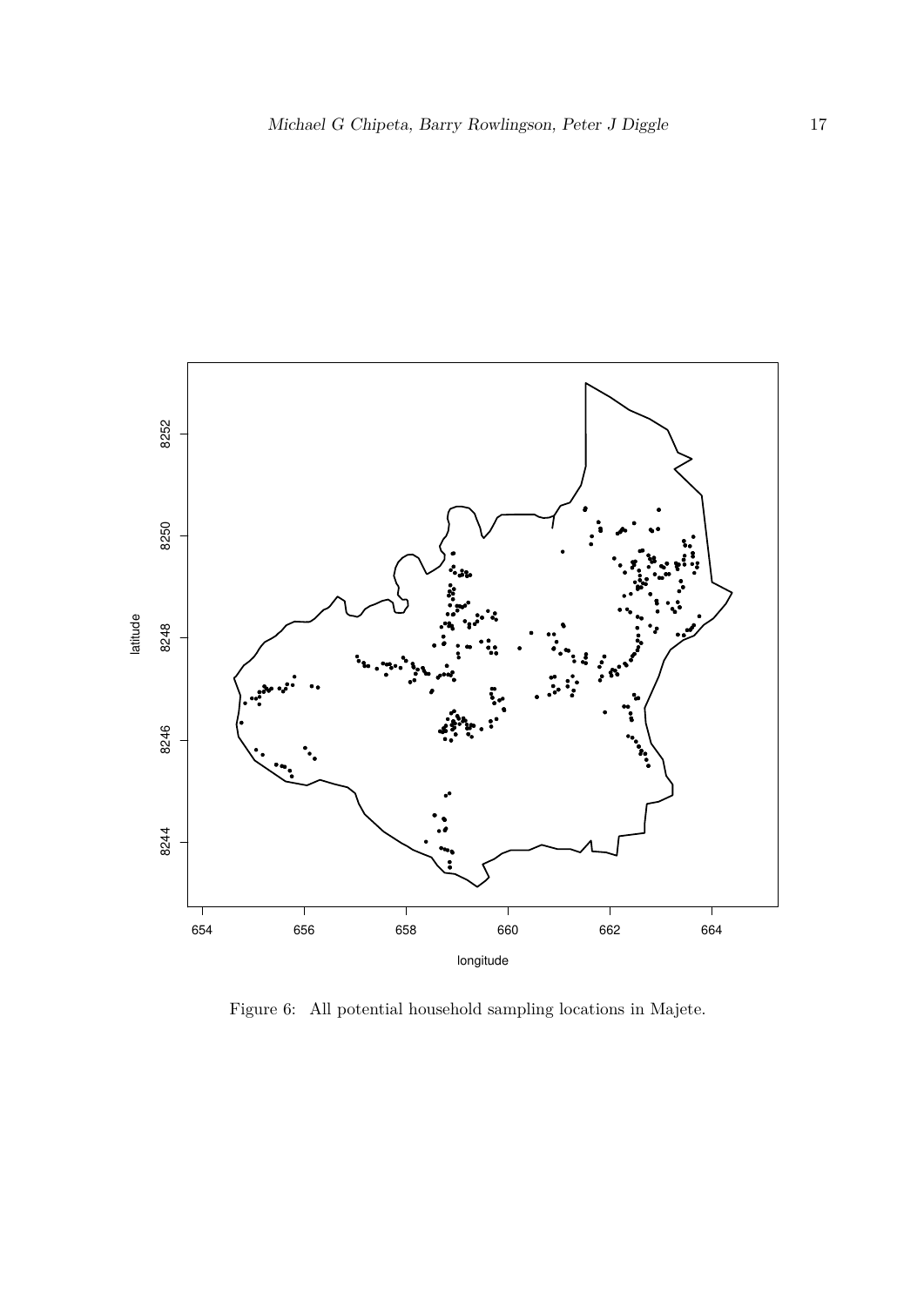Figure 6: All potential household sampling locations in Majete.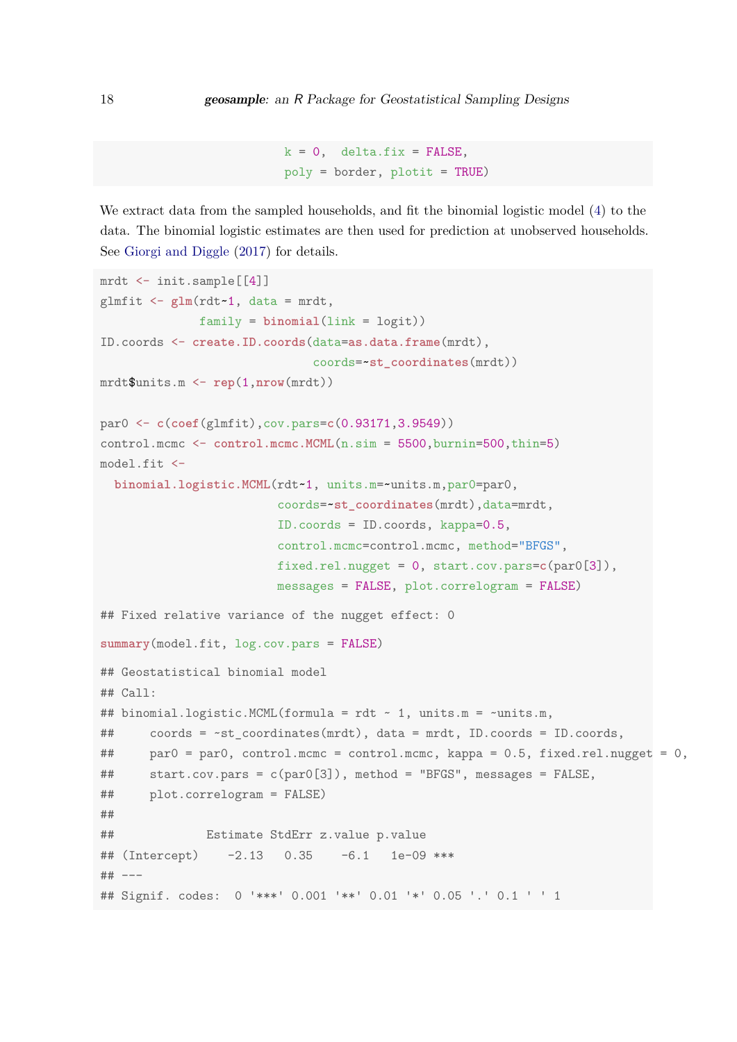```
                         k = 0,  delta.fix = FALSE,
                         poly = border, plotit = TRUE)
```

We extract data from the sampled households, and fit the binomial logistic model (4) to the data. The binomial logistic estimates are then used for prediction at unobserved households. See Giorgi and Diggle (2017) for details.

```
mrdt <- init.sample[[4]]
glmfit <- glm(rdt~1, data = mrdt,
              family = binomial(link = logit))
ID.coords <- create.ID.coords(data=as.data.frame(mrdt),
                              coords=~st_coordinates(mrdt))
mrdt$units.m <- rep(1,nrow(mrdt))

par0 <- c(coef(glmfit),cov.pars=c(0.93171,3.9549))
control.mcmc <- control.mcmc.MCML(n.sim = 5500,burnin=500,thin=5)
model.fit <-
  binomial.logistic.MCML(rdt~1, units.m=~units.m,par0=par0,
                       coords=~st_coordinates(mrdt),data=mrdt,
                       ID.coords = ID.coords, kappa=0.5,
                       control.mcmc=control.mcmc, method="BFGS",
                       fixed.rel.nugget = 0, start.cov.pars=c(par0[3]),
                       messages = FALSE, plot.correlogram = FALSE)

## Fixed relative variance of the nugget effect: 0

summary(model.fit, log.cov.pars = FALSE)

## Geostatistical binomial model
## Call:
## binomial.logistic.MCML(formula = rdt ~ 1, units.m = ~units.m,
##     coords = ~st_coordinates(mrdt), data = mrdt, ID.coords = ID.coords,
##     par0 = par0, control.mcmc = control.mcmc, kappa = 0.5, fixed.rel.nugget = 0,
##     start.cov.pars = c(par0[3]), method = "BFGS", messages = FALSE,
##     plot.correlogram = FALSE)
##
##             Estimate StdErr z.value p.value
## (Intercept)    -2.13   0.35    -6.1   1e-09 ***
## ---
## Signif. codes:  0 '***' 0.001 '**' 0.01 '*' 0.05 '.' 0.1 ' ' 1
```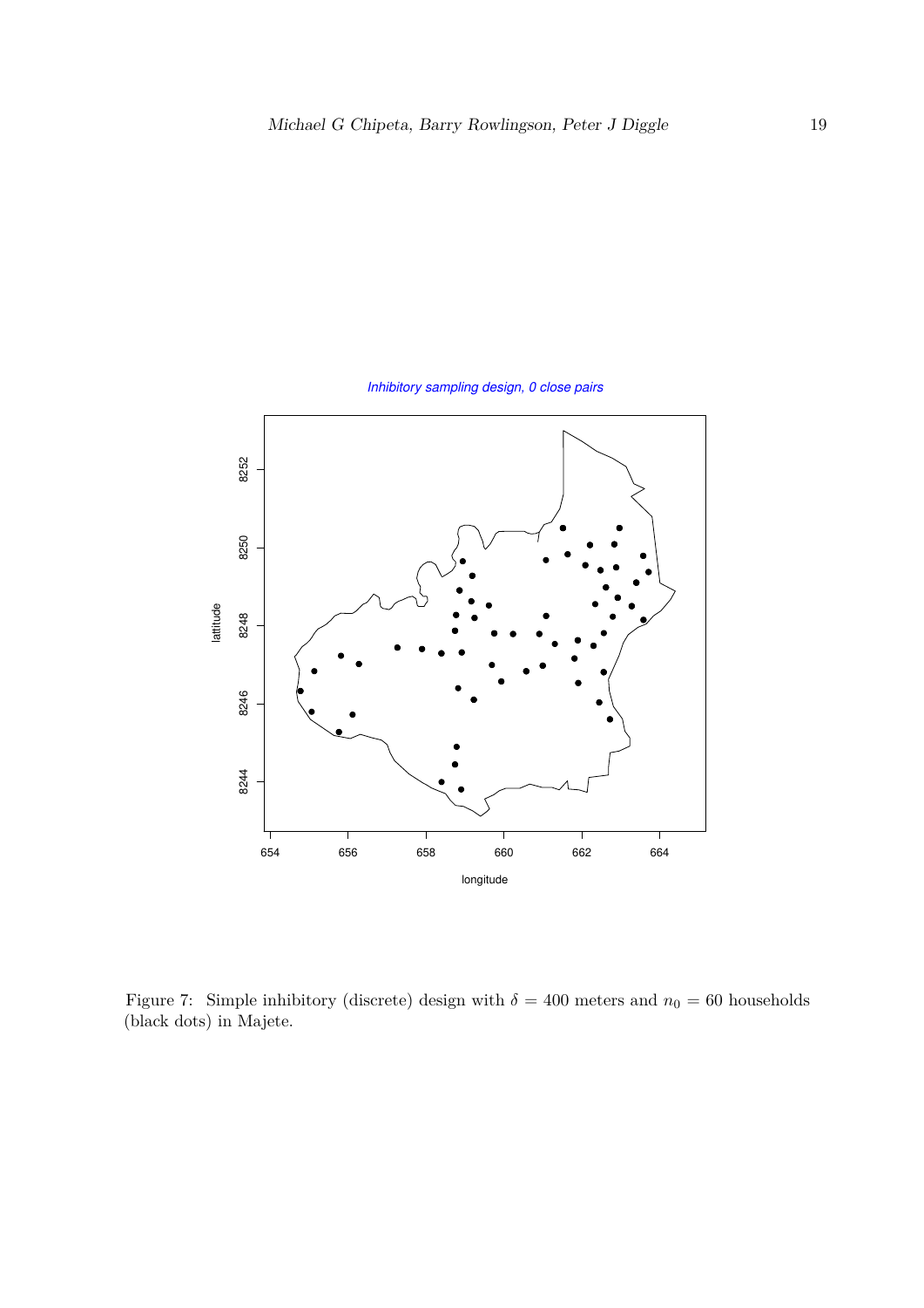Figure 7: Simple inhibitory (discrete) design with $\delta = 400$ meters and $n_0 = 60$ households (black dots) in Majete.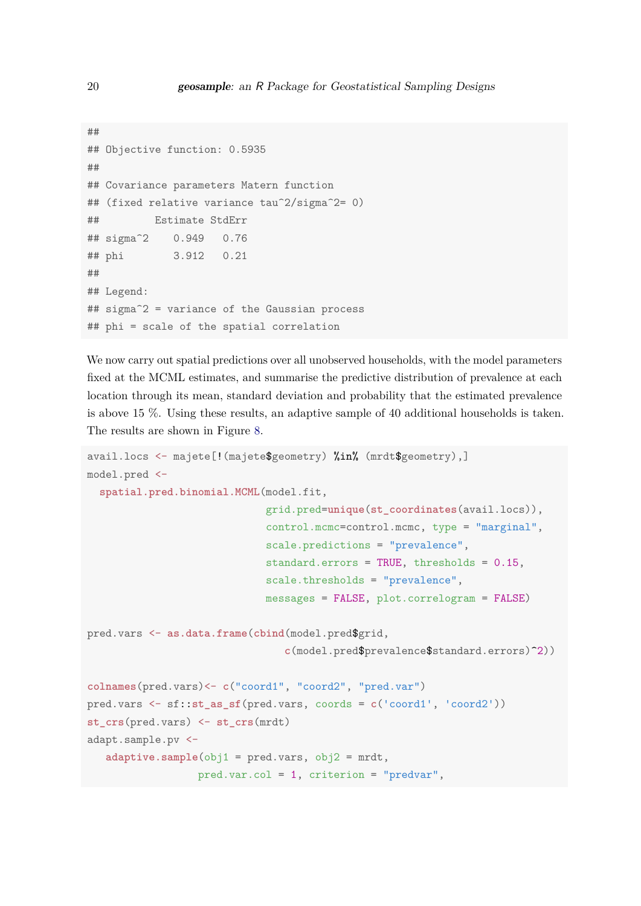```
##
## Objective function: 0.5935
##
## Covariance parameters Matern function
## (fixed relative variance tau^2/sigma^2= 0)
##         Estimate StdErr
## sigma^2    0.949   0.76
## phi        3.912   0.21
##
## Legend:
## sigma^2 = variance of the Gaussian process
## phi = scale of the spatial correlation
```

We now carry out spatial predictions over all unobserved households, with the model parameters fixed at the MCML estimates, and summarise the predictive distribution of prevalence at each location through its mean, standard deviation and probability that the estimated prevalence is above 15 %. Using these results, an adaptive sample of 40 additional households is taken. The results are shown in Figure 8.

```
avail.locs <- majete[!(majete$geometry) %in% (mrdt$geometry),]
model.pred <-
  spatial.pred.binomial.MCML(model.fit,
                             grid.pred=unique(st_coordinates(avail.locs)),
                             control.mcmc=control.mcmc, type = "marginal",
                             scale.predictions = "prevalence",
                             standard.errors = TRUE, thresholds = 0.15,
                             scale.thresholds = "prevalence",
                             messages = FALSE, plot.correlogram = FALSE)

pred.vars <- as.data.frame(cbind(model.pred$grid,
                                c(model.pred$prevalence$standard.errors)^2))

colnames(pred.vars)<- c("coord1", "coord2", "pred.var")
pred.vars <- sf::st_as_sf(pred.vars, coords = c('coord1', 'coord2'))
st_crs(pred.vars) <- st_crs(mrdt)
adapt.sample.pv <-
   adaptive.sample(obj1 = pred.vars, obj2 = mrdt,
                  pred.var.col = 1, criterion = "predvar",
```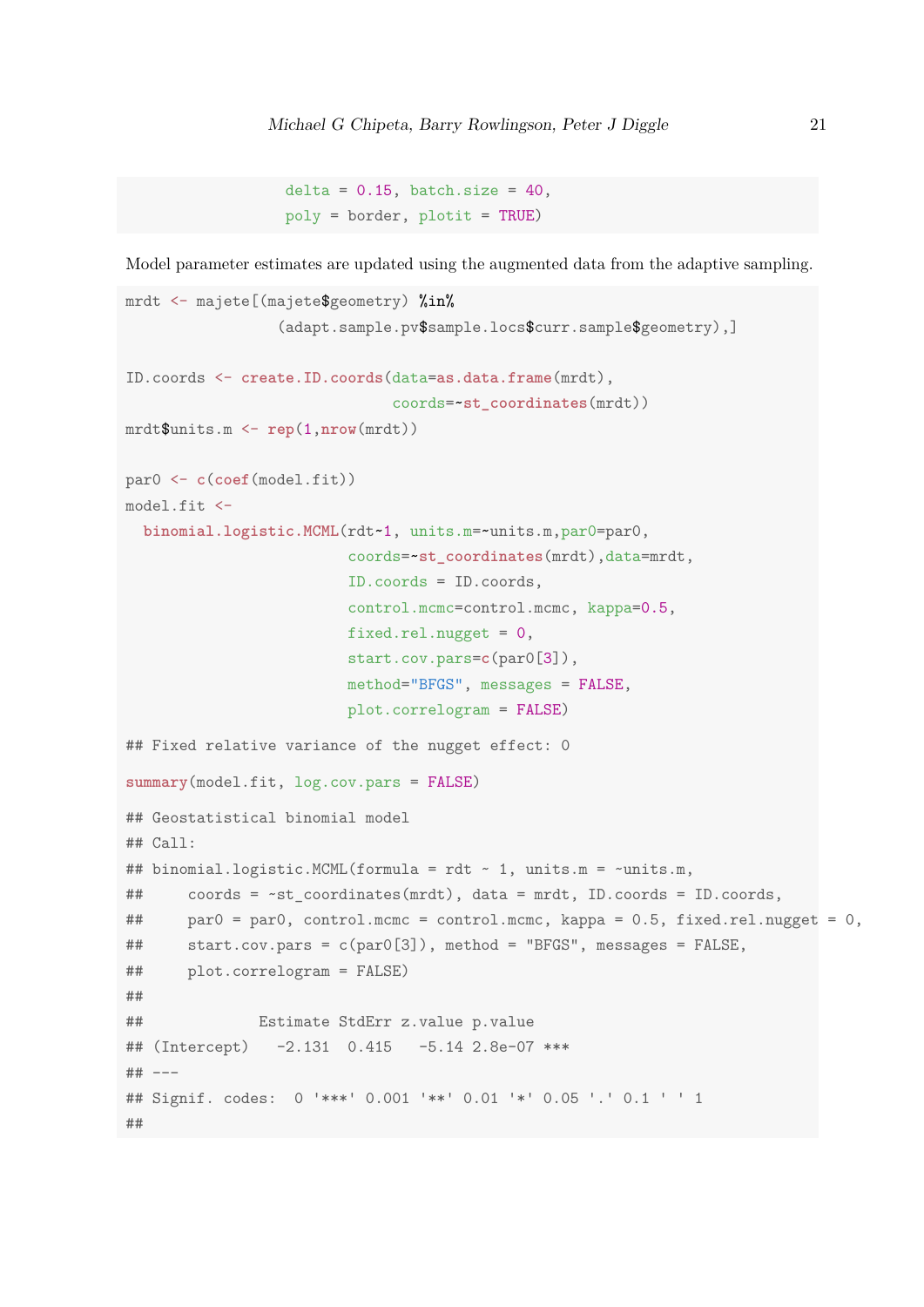```
                  delta = 0.15, batch.size = 40,
                  poly = border, plotit = TRUE)
```

Model parameter estimates are updated using the augmented data from the adaptive sampling.

```
mrdt <- majete[(majete$geometry) %in%
                 (adapt.sample.pv$sample.locs$curr.sample$geometry),]

ID.coords <- create.ID.coords(data=as.data.frame(mrdt),
                              coords=~st_coordinates(mrdt))
mrdt$units.m <- rep(1,nrow(mrdt))

par0 <- c(coef(model.fit))
model.fit <-
  binomial.logistic.MCML(rdt~1, units.m=~units.m,par0=par0,
                         coords=~st_coordinates(mrdt),data=mrdt,
                         ID.coords = ID.coords,
                         control.mcmc=control.mcmc, kappa=0.5,
                         fixed.rel.nugget = 0,
                         start.cov.pars=c(par0[3]),
                         method="BFGS", messages = FALSE,
                         plot.correlogram = FALSE)

## Fixed relative variance of the nugget effect: 0

summary(model.fit, log.cov.pars = FALSE)

## Geostatistical binomial model
## Call:
## binomial.logistic.MCML(formula = rdt ~ 1, units.m = ~units.m,
##     coords = ~st_coordinates(mrdt), data = mrdt, ID.coords = ID.coords,
##     par0 = par0, control.mcmc = control.mcmc, kappa = 0.5, fixed.rel.nugget = 0,
##     start.cov.pars = c(par0[3]), method = "BFGS", messages = FALSE,
##     plot.correlogram = FALSE)
##
##             Estimate StdErr z.value p.value
## (Intercept)   -2.131  0.415   -5.14 2.8e-07 ***
## ---
## Signif. codes:  0 '***' 0.001 '**' 0.01 '*' 0.05 '.' 0.1 ' ' 1
##
```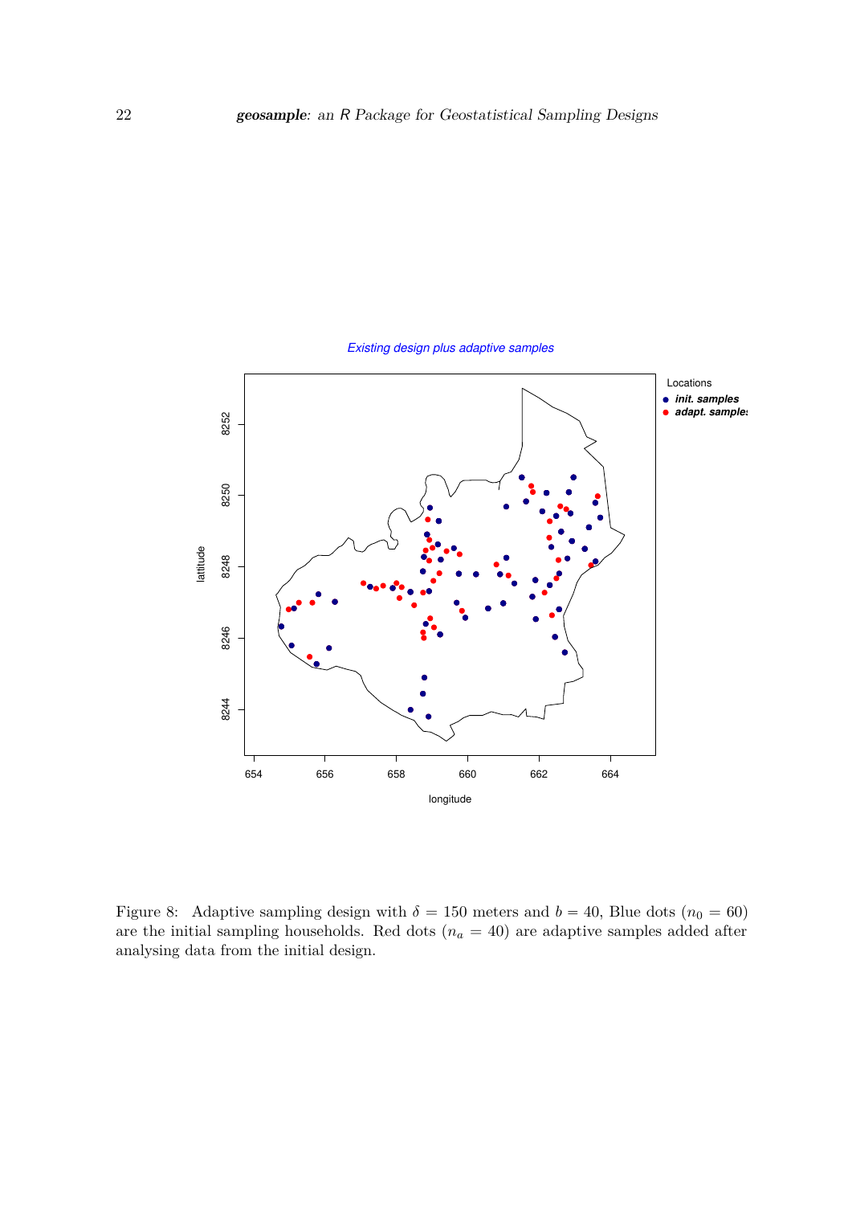Figure 8: Adaptive sampling design with $\delta = 150$ meters and $b = 40$, Blue dots ($n_0 = 60$) are the initial sampling households. Red dots ($n_a = 40$) are adaptive samples added after analysing data from the initial design.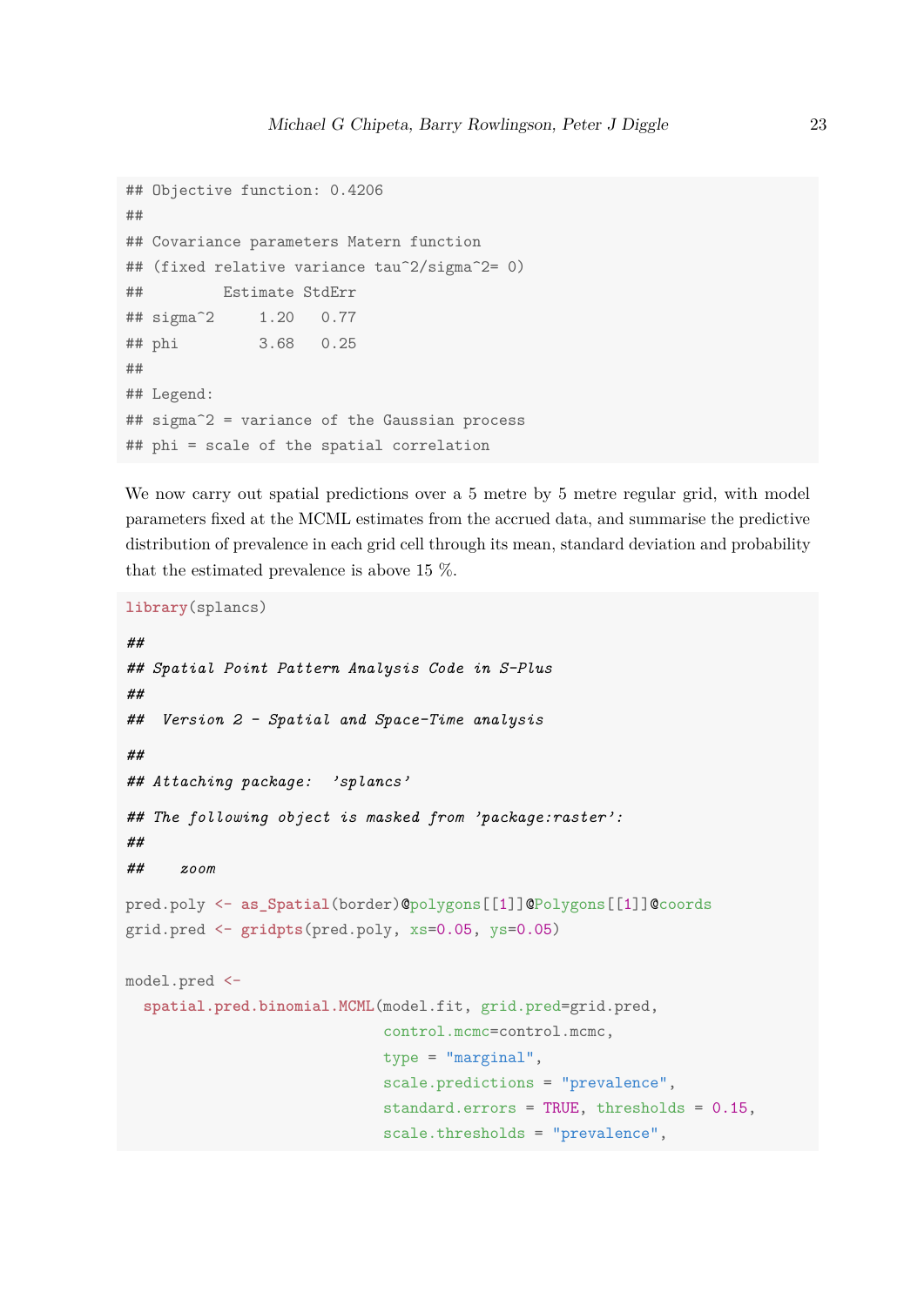```
## Objective function: 0.4206
##
## Covariance parameters Matern function
## (fixed relative variance tau^2/sigma^2= 0)
##         Estimate StdErr
## sigma^2     1.20   0.77
## phi         3.68   0.25
##
## Legend:
## sigma^2 = variance of the Gaussian process
## phi = scale of the spatial correlation
```

We now carry out spatial predictions over a 5 metre by 5 metre regular grid, with model parameters fixed at the MCML estimates from the accrued data, and summarise the predictive distribution of prevalence in each grid cell through its mean, standard deviation and probability that the estimated prevalence is above 15 %.

```
library(splancs)

##
## Spatial Point Pattern Analysis Code in S-Plus
##
##  Version 2 - Spatial and Space-Time analysis

##
## Attaching package:  'splancs'

## The following object is masked from 'package:raster':
##
##    zoom

pred.poly <- as_Spatial(border)@polygons[[1]]@Polygons[[1]]@coords
grid.pred <- gridpts(pred.poly, xs=0.05, ys=0.05)

model.pred <-
  spatial.pred.binomial.MCML(model.fit, grid.pred=grid.pred,
                             control.mcmc=control.mcmc,
                             type = "marginal",
                             scale.predictions = "prevalence",
                             standard.errors = TRUE, thresholds = 0.15,
                             scale.thresholds = "prevalence",
```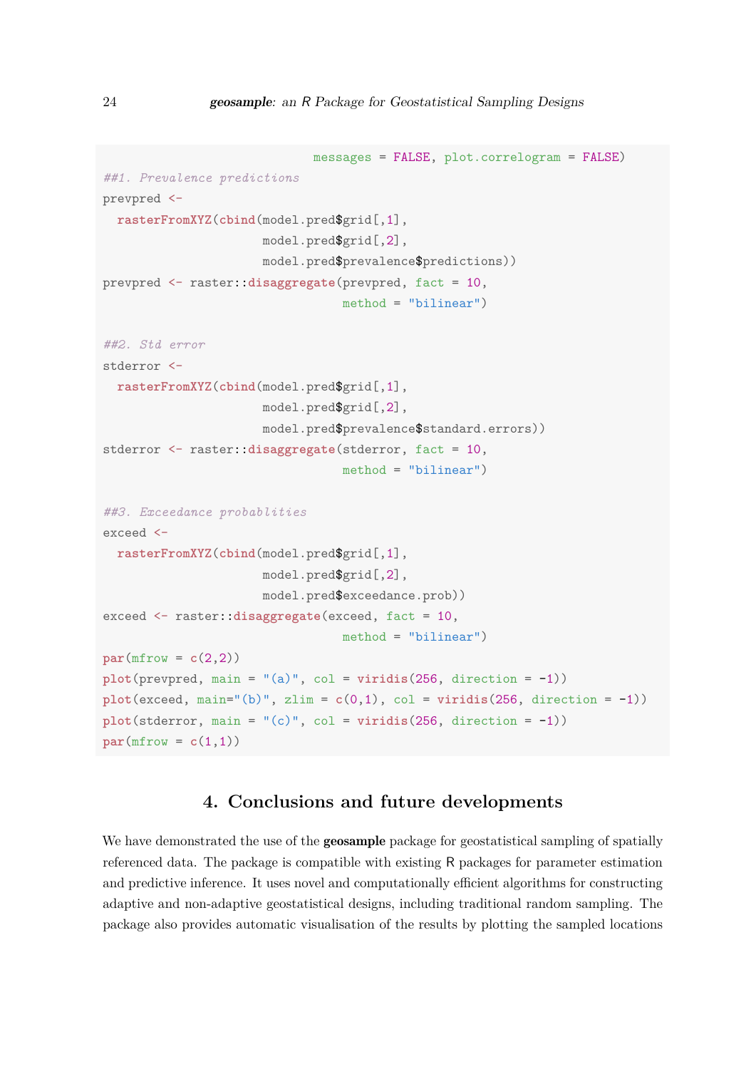```
                              messages = FALSE, plot.correlogram = FALSE)
##1. Prevalence predictions
prevpred <-
  rasterFromXYZ(cbind(model.pred$grid[,1],
                      model.pred$grid[,2],
                      model.pred$prevalence$predictions))
prevpred <- raster::disaggregate(prevpred, fact = 10,
                                 method = "bilinear")

##2. Std error
stderror <-
  rasterFromXYZ(cbind(model.pred$grid[,1],
                      model.pred$grid[,2],
                      model.pred$prevalence$standard.errors))
stderror <- raster::disaggregate(stderror, fact = 10,
                                 method = "bilinear")

##3. Exceedance probablities
exceed <-
  rasterFromXYZ(cbind(model.pred$grid[,1],
                      model.pred$grid[,2],
                      model.pred$exceedance.prob))
exceed <- raster::disaggregate(exceed, fact = 10,
                                 method = "bilinear")
par(mfrow = c(2,2))
plot(prevpred, main = "(a)", col = viridis(256, direction = -1))
plot(exceed, main="(b)", zlim = c(0,1), col = viridis(256, direction = -1))
plot(stderror, main = "(c)", col = viridis(256, direction = -1))
par(mfrow = c(1,1))
```

## 4. Conclusions and future developments

We have demonstrated the use of the **geosample** package for geostatistical sampling of spatially referenced data. The package is compatible with existing R packages for parameter estimation and predictive inference. It uses novel and computationally efficient algorithms for constructing adaptive and non-adaptive geostatistical designs, including traditional random sampling. The package also provides automatic visualisation of the results by plotting the sampled locations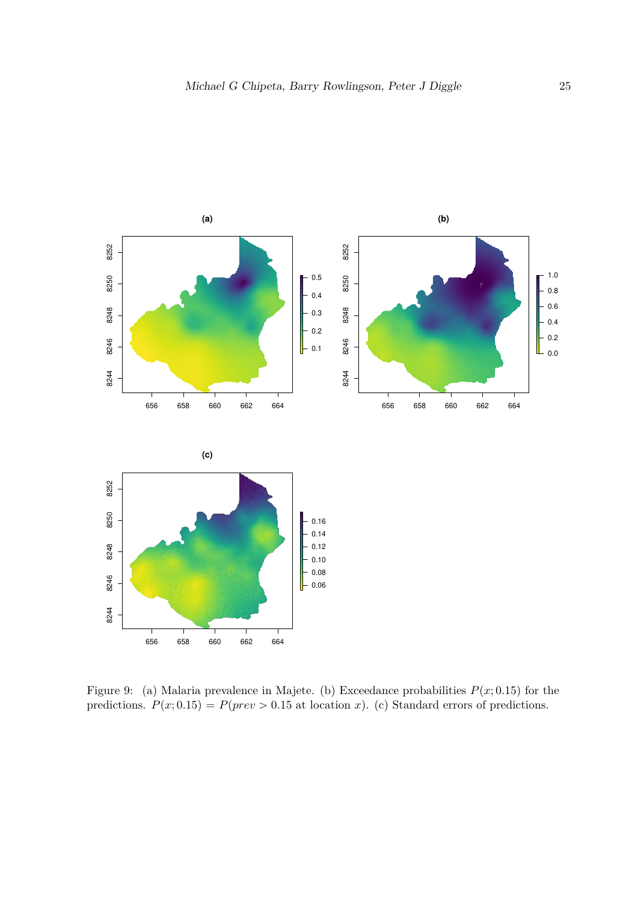Figure 9: (a) Malaria prevalence in Majete. (b) Exceedance probabilities $P(x; 0.15)$ for the predictions. $P(x; 0.15) = P(prev > 0.15 \text{ at location } x)$. (c) Standard errors of predictions.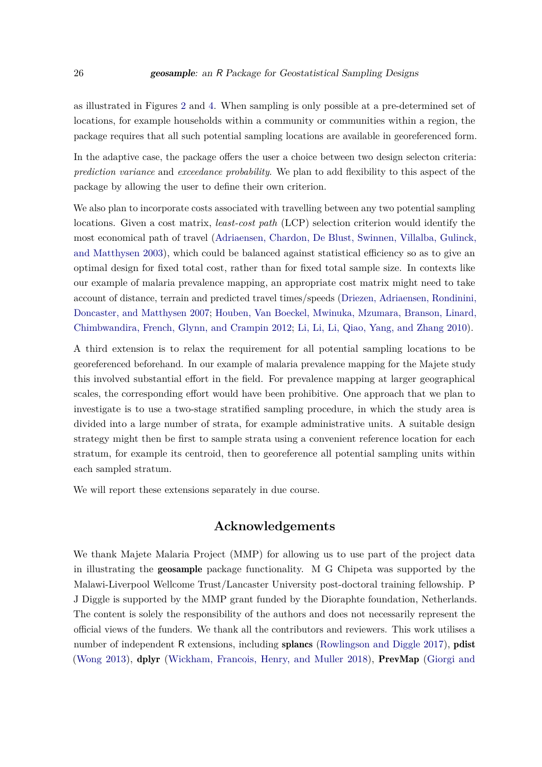as illustrated in Figures 2 and 4. When sampling is only possible at a pre-determined set of locations, for example households within a community or communities within a region, the package requires that all such potential sampling locations are available in georeferenced form.

In the adaptive case, the package offers the user a choice between two design selecton criteria: *prediction variance* and *exceedance probability*. We plan to add flexibility to this aspect of the package by allowing the user to define their own criterion.

We also plan to incorporate costs associated with travelling between any two potential sampling locations. Given a cost matrix, *least-cost path* (LCP) selection criterion would identify the most economical path of travel (Adriaensen, Chardon, De Blust, Swinnen, Villalba, Gulinck, and Matthysen 2003), which could be balanced against statistical efficiency so as to give an optimal design for fixed total cost, rather than for fixed total sample size. In contexts like our example of malaria prevalence mapping, an appropriate cost matrix might need to take account of distance, terrain and predicted travel times/speeds (Driezen, Adriaensen, Rondinini, Doncaster, and Matthysen 2007; Houben, Van Boeckel, Mwinuka, Mzumara, Branson, Linard, Chimbwandira, French, Glynn, and Crampin 2012; Li, Li, Li, Qiao, Yang, and Zhang 2010).

A third extension is to relax the requirement for all potential sampling locations to be georeferenced beforehand. In our example of malaria prevalence mapping for the Majete study this involved substantial effort in the field. For prevalence mapping at larger geographical scales, the corresponding effort would have been prohibitive. One approach that we plan to investigate is to use a two-stage stratified sampling procedure, in which the study area is divided into a large number of strata, for example administrative units. A suitable design strategy might then be first to sample strata using a convenient reference location for each stratum, for example its centroid, then to georeference all potential sampling units within each sampled stratum.

We will report these extensions separately in due course.

## Acknowledgements

We thank Majete Malaria Project (MMP) for allowing us to use part of the project data in illustrating the **geosample** package functionality. M G Chipeta was supported by the Malawi-Liverpool Wellcome Trust/Lancaster University post-doctoral training fellowship. P J Diggle is supported by the MMP grant funded by the Dioraphte foundation, Netherlands. The content is solely the responsibility of the authors and does not necessarily represent the official views of the funders. We thank all the contributors and reviewers. This work utilises a number of independent R extensions, including **splancs** (Rowlingson and Diggle 2017), **pdist** (Wong 2013), **dplyr** (Wickham, Francois, Henry, and Muller 2018), **PrevMap** (Giorgi and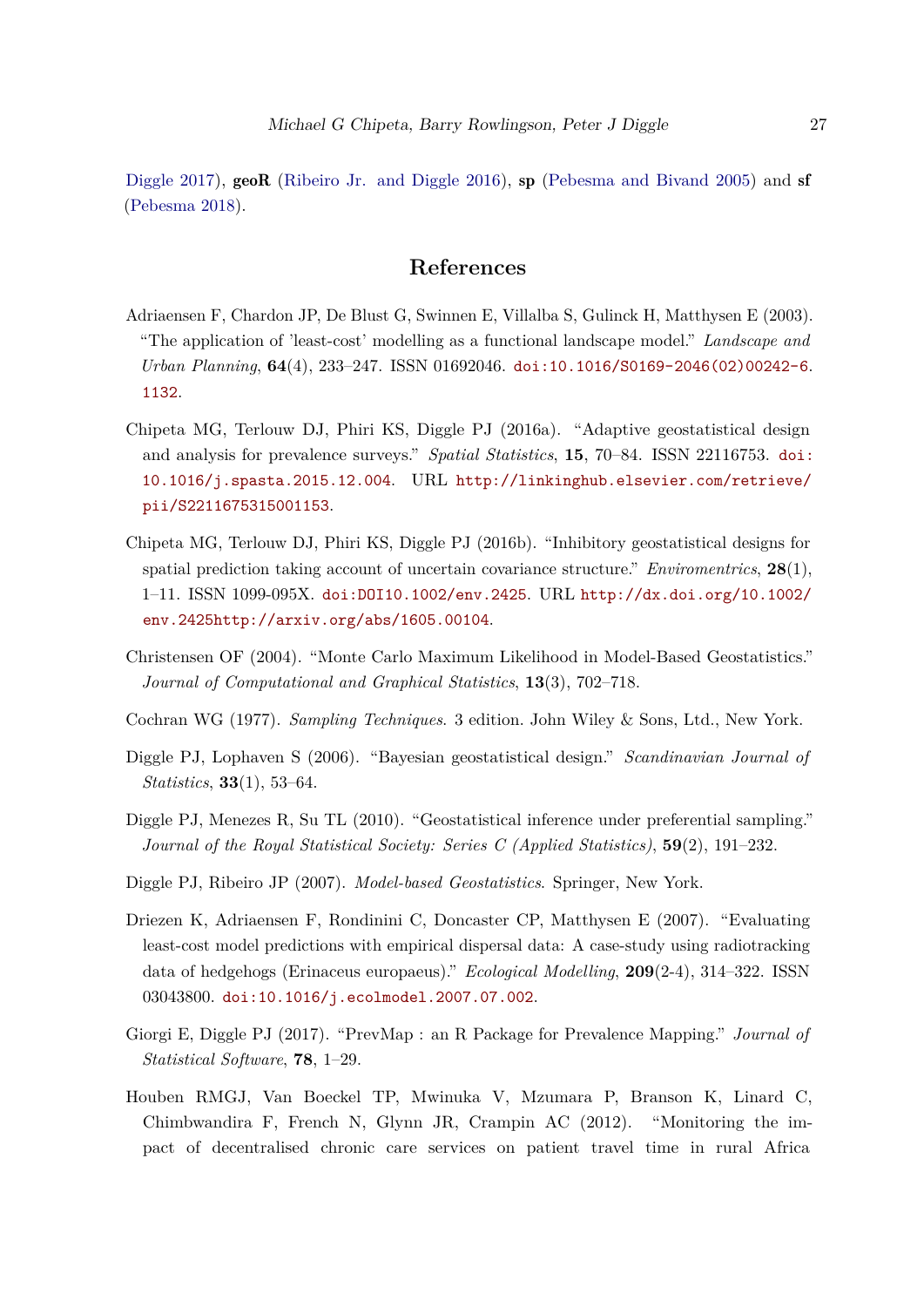Diggle 2017), **geoR** (Ribeiro Jr. and Diggle 2016), **sp** (Pebesma and Bivand 2005) and **sf** (Pebesma 2018).

## References

Adriaensen F, Chardon JP, De Blust G, Swinnen E, Villalba S, Gulinck H, Matthysen E (2003). "The application of 'least-cost' modelling as a functional landscape model." *Landscape and Urban Planning*, **64**(4), 233–247. ISSN 01692046. doi:10.1016/S0169-2046(02)00242-6.1132.

Chipeta MG, Terlouw DJ, Phiri KS, Diggle PJ (2016a). "Adaptive geostatistical design and analysis for prevalence surveys." *Spatial Statistics*, **15**, 70–84. ISSN 22116753. doi:10.1016/j.spasta.2015.12.004. URL http://linkinghub.elsevier.com/retrieve/pii/S2211675315001153.

Chipeta MG, Terlouw DJ, Phiri KS, Diggle PJ (2016b). "Inhibitory geostatistical designs for spatial prediction taking account of uncertain covariance structure." *Enviromentrics*, **28**(1), 1–11. ISSN 1099-095X. doi:DOI10.1002/env.2425. URL http://dx.doi.org/10.1002/env.2425http://arxiv.org/abs/1605.00104.

Christensen OF (2004). "Monte Carlo Maximum Likelihood in Model-Based Geostatistics." *Journal of Computational and Graphical Statistics*, **13**(3), 702–718.

Cochran WG (1977). *Sampling Techniques*. 3 edition. John Wiley & Sons, Ltd., New York.

Diggle PJ, Lophaven S (2006). "Bayesian geostatistical design." *Scandinavian Journal of Statistics*, **33**(1), 53–64.

Diggle PJ, Menezes R, Su TL (2010). "Geostatistical inference under preferential sampling." *Journal of the Royal Statistical Society: Series C (Applied Statistics)*, **59**(2), 191–232.

Diggle PJ, Ribeiro JP (2007). *Model-based Geostatistics*. Springer, New York.

Driezen K, Adriaensen F, Rondinini C, Doncaster CP, Matthysen E (2007). "Evaluating least-cost model predictions with empirical dispersal data: A case-study using radiotracking data of hedgehogs (Erinaceus europaeus)." *Ecological Modelling*, **209**(2-4), 314–322. ISSN 03043800. doi:10.1016/j.ecolmodel.2007.07.002.

Giorgi E, Diggle PJ (2017). "PrevMap : an R Package for Prevalence Mapping." *Journal of Statistical Software*, **78**, 1–29.

Houben RMGJ, Van Boeckel TP, Mwinuka V, Mzumara P, Branson K, Linard C, Chimbwandira F, French N, Glynn JR, Crampin AC (2012). "Monitoring the impact of decentralised chronic care services on patient travel time in rural Africa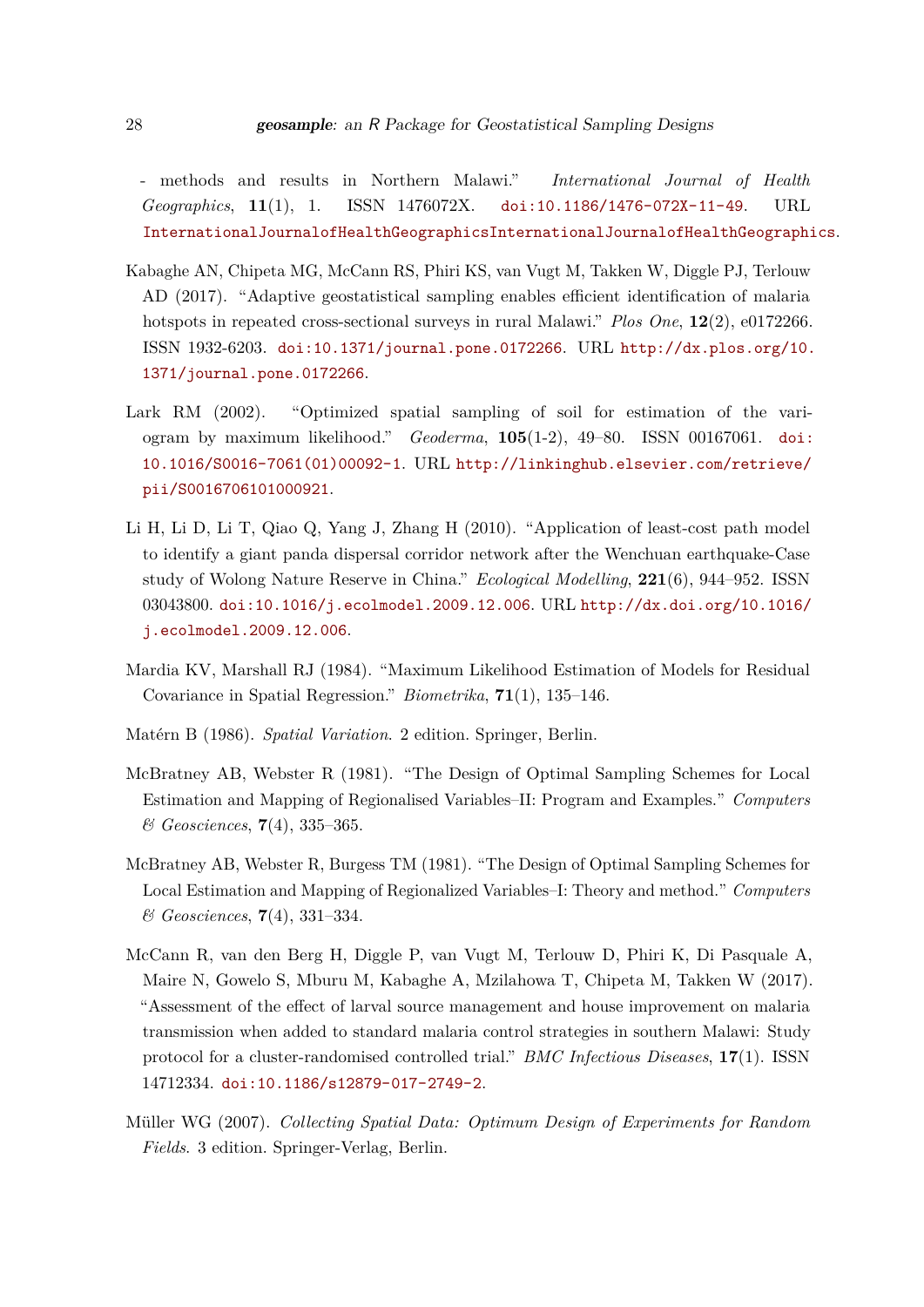- methods and results in Northern Malawi." *International Journal of Health Geographics*, **11**(1), 1. ISSN 1476072X. doi:10.1186/1476-072X-11-49. URL InternationalJournalofHealthGeographicsInternationalJournalofHealthGeographics.

Kabaghe AN, Chipeta MG, McCann RS, Phiri KS, van Vugt M, Takken W, Diggle PJ, Terlouw AD (2017). "Adaptive geostatistical sampling enables efficient identification of malaria hotspots in repeated cross-sectional surveys in rural Malawi." *Plos One*, **12**(2), e0172266. ISSN 1932-6203. doi:10.1371/journal.pone.0172266. URL http://dx.plos.org/10.1371/journal.pone.0172266.

Lark RM (2002). "Optimized spatial sampling of soil for estimation of the variogram by maximum likelihood." *Geoderma*, **105**(1-2), 49–80. ISSN 00167061. doi:10.1016/S0016-7061(01)00092-1. URL http://linkinghub.elsevier.com/retrieve/pii/S0016706101000921.

Li H, Li D, Li T, Qiao Q, Yang J, Zhang H (2010). "Application of least-cost path model to identify a giant panda dispersal corridor network after the Wenchuan earthquake-Case study of Wolong Nature Reserve in China." *Ecological Modelling*, **221**(6), 944–952. ISSN 03043800. doi:10.1016/j.ecolmodel.2009.12.006. URL http://dx.doi.org/10.1016/j.ecolmodel.2009.12.006.

Mardia KV, Marshall RJ (1984). "Maximum Likelihood Estimation of Models for Residual Covariance in Spatial Regression." *Biometrika*, **71**(1), 135–146.

Matérn B (1986). *Spatial Variation*. 2 edition. Springer, Berlin.

McBratney AB, Webster R (1981). "The Design of Optimal Sampling Schemes for Local Estimation and Mapping of Regionalised Variables–II: Program and Examples." *Computers & Geosciences*, **7**(4), 335–365.

McBratney AB, Webster R, Burgess TM (1981). "The Design of Optimal Sampling Schemes for Local Estimation and Mapping of Regionalized Variables–I: Theory and method." *Computers & Geosciences*, **7**(4), 331–334.

McCann R, van den Berg H, Diggle P, van Vugt M, Terlouw D, Phiri K, Di Pasquale A, Maire N, Gowelo S, Mburu M, Kabaghe A, Mzilahowa T, Chipeta M, Takken W (2017). "Assessment of the effect of larval source management and house improvement on malaria transmission when added to standard malaria control strategies in southern Malawi: Study protocol for a cluster-randomised controlled trial." *BMC Infectious Diseases*, **17**(1). ISSN 14712334. doi:10.1186/s12879-017-2749-2.

Müller WG (2007). *Collecting Spatial Data: Optimum Design of Experiments for Random Fields*. 3 edition. Springer-Verlag, Berlin.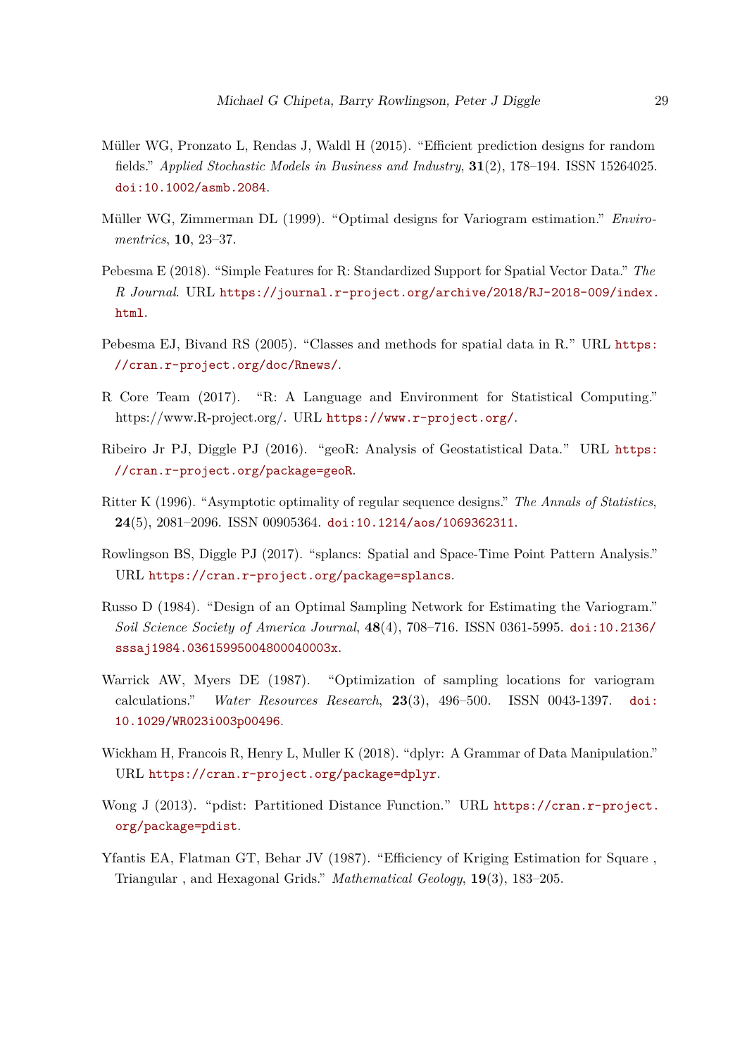Müller WG, Pronzato L, Rendas J, Waldl H (2015). "Efficient prediction designs for random fields." *Applied Stochastic Models in Business and Industry*, **31**(2), 178–194. ISSN 15264025. doi:10.1002/asmb.2084.

Müller WG, Zimmerman DL (1999). "Optimal designs for Variogram estimation." *Enviromentrics*, **10**, 23–37.

Pebesma E (2018). "Simple Features for R: Standardized Support for Spatial Vector Data." *The R Journal*. URL https://journal.r-project.org/archive/2018/RJ-2018-009/index.html.

Pebesma EJ, Bivand RS (2005). "Classes and methods for spatial data in R." URL https://cran.r-project.org/doc/Rnews/.

R Core Team (2017). "R: A Language and Environment for Statistical Computing." https://www.R-project.org/. URL https://www.r-project.org/.

Ribeiro Jr PJ, Diggle PJ (2016). "geoR: Analysis of Geostatistical Data." URL https://cran.r-project.org/package=geoR.

Ritter K (1996). "Asymptotic optimality of regular sequence designs." *The Annals of Statistics*, **24**(5), 2081–2096. ISSN 00905364. doi:10.1214/aos/1069362311.

Rowlingson BS, Diggle PJ (2017). "splancs: Spatial and Space-Time Point Pattern Analysis." URL https://cran.r-project.org/package=splancs.

Russo D (1984). "Design of an Optimal Sampling Network for Estimating the Variogram." *Soil Science Society of America Journal*, **48**(4), 708–716. ISSN 0361-5995. doi:10.2136/sssaj1984.03615995004800040003x.

Warrick AW, Myers DE (1987). "Optimization of sampling locations for variogram calculations." *Water Resources Research*, **23**(3), 496–500. ISSN 0043-1397. doi:10.1029/WR023i003p00496.

Wickham H, Francois R, Henry L, Muller K (2018). "dplyr: A Grammar of Data Manipulation." URL https://cran.r-project.org/package=dplyr.

Wong J (2013). "pdist: Partitioned Distance Function." URL https://cran.r-project.org/package=pdist.

Yfantis EA, Flatman GT, Behar JV (1987). "Efficiency of Kriging Estimation for Square , Triangular , and Hexagonal Grids." *Mathematical Geology*, **19**(3), 183–205.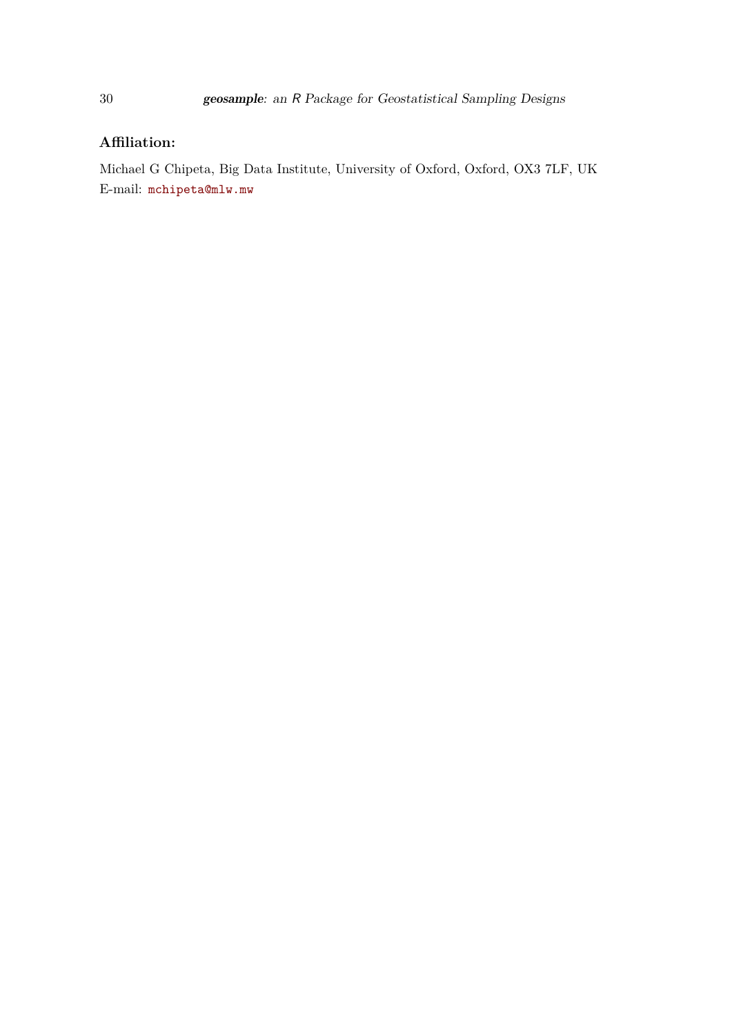**Affiliation:**

Michael G Chipeta, Big Data Institute, University of Oxford, Oxford, OX3 7LF, UK
E-mail: mchipeta@mlw.mw